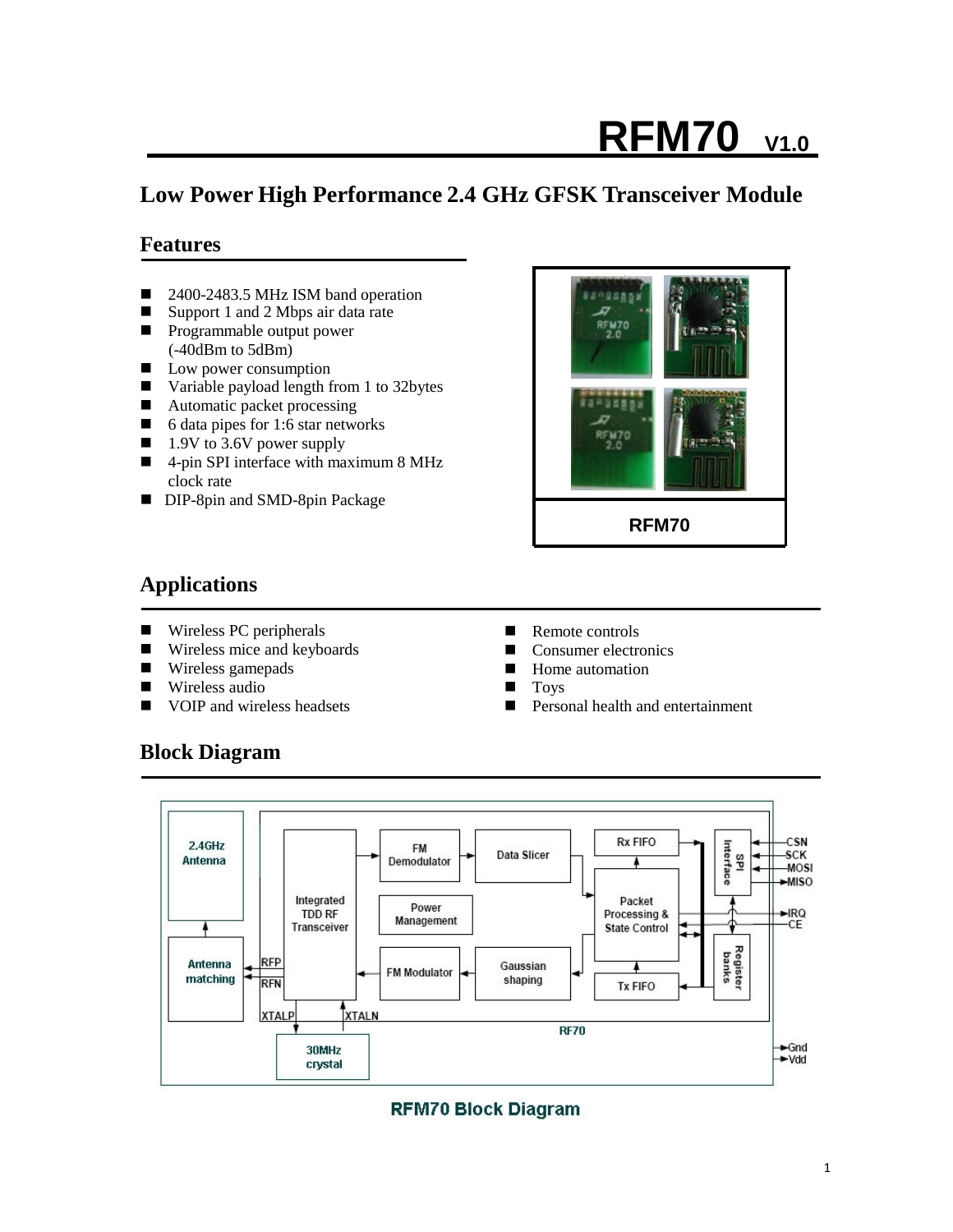# RFM70 V1.0

## Low Power High Performance 2.4 GHz GFSK Transceiver Module

### Features

- 2400-2483.5 MHz ISM band operation
- Support 1 and 2 Mbps air data rate
- Programmable output power (-40dBm to 5dBm)
- Low power consumption
- Variable payload length from 1 to 32bytes
- Automatic packet processing
- 6 data pipes for 1:6 star networks
- 1.9V to 3.6V power supply
- 4-pin SPI interface with maximum 8 MHz clock rate
- DIP-8pin and SMD-8pin Package

RFM70

### Applications

- Wireless PC peripherals
- Wireless mice and keyboards
- Wireless gamepads
- Wireless audio
- VOIP and wireless headsets
- Remote controls
- Consumer electronics
- Home automation
- Toys
- Personal health and entertainment

### Block Diagram

RFM70 Block Diagram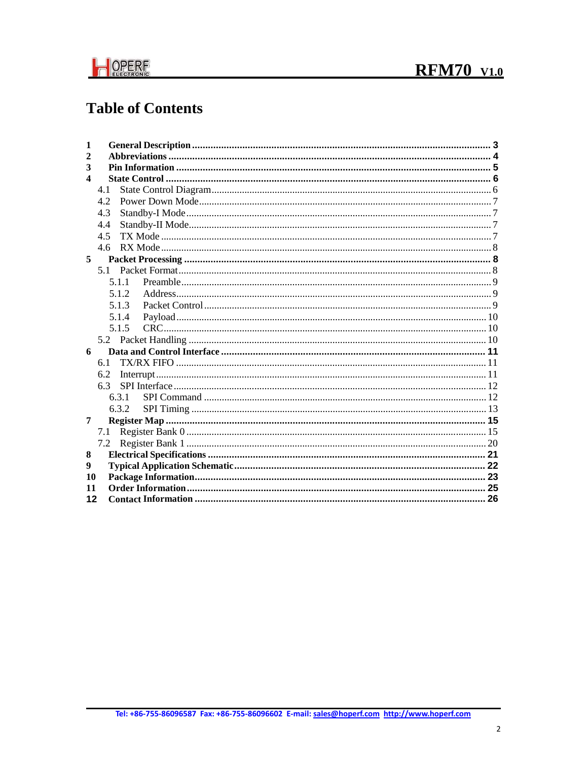# Table of Contents

**1 General Description** ..... **3**
**2 Abbreviations** ..... **4**
**3 Pin Information** ..... **5**
**4 State Control** ..... **6**
- 4.1 State Control Diagram ..... 6
- 4.2 Power Down Mode ..... 7
- 4.3 Standby-I Mode ..... 7
- 4.4 Standby-II Mode ..... 7
- 4.5 TX Mode ..... 7
- 4.6 RX Mode ..... 8

**5 Packet Processing** ..... **8**
- 5.1 Packet Format ..... 8
  - 5.1.1 Preamble ..... 9
  - 5.1.2 Address ..... 9
  - 5.1.3 Packet Control ..... 9
  - 5.1.4 Payload ..... 10
  - 5.1.5 CRC ..... 10
- 5.2 Packet Handling ..... 10

**6 Data and Control Interface** ..... **11**
- 6.1 TX/RX FIFO ..... 11
- 6.2 Interrupt ..... 11
- 6.3 SPI Interface ..... 12
  - 6.3.1 SPI Command ..... 12
  - 6.3.2 SPI Timing ..... 13

**7 Register Map** ..... **15**
- 7.1 Register Bank 0 ..... 15
- 7.2 Register Bank 1 ..... 20

**8 Electrical Specifications** ..... **21**
**9 Typical Application Schematic** ..... **22**
**10 Package Information** ..... **23**
**11 Order Information** ..... **25**
**12 Contact Information** ..... **26**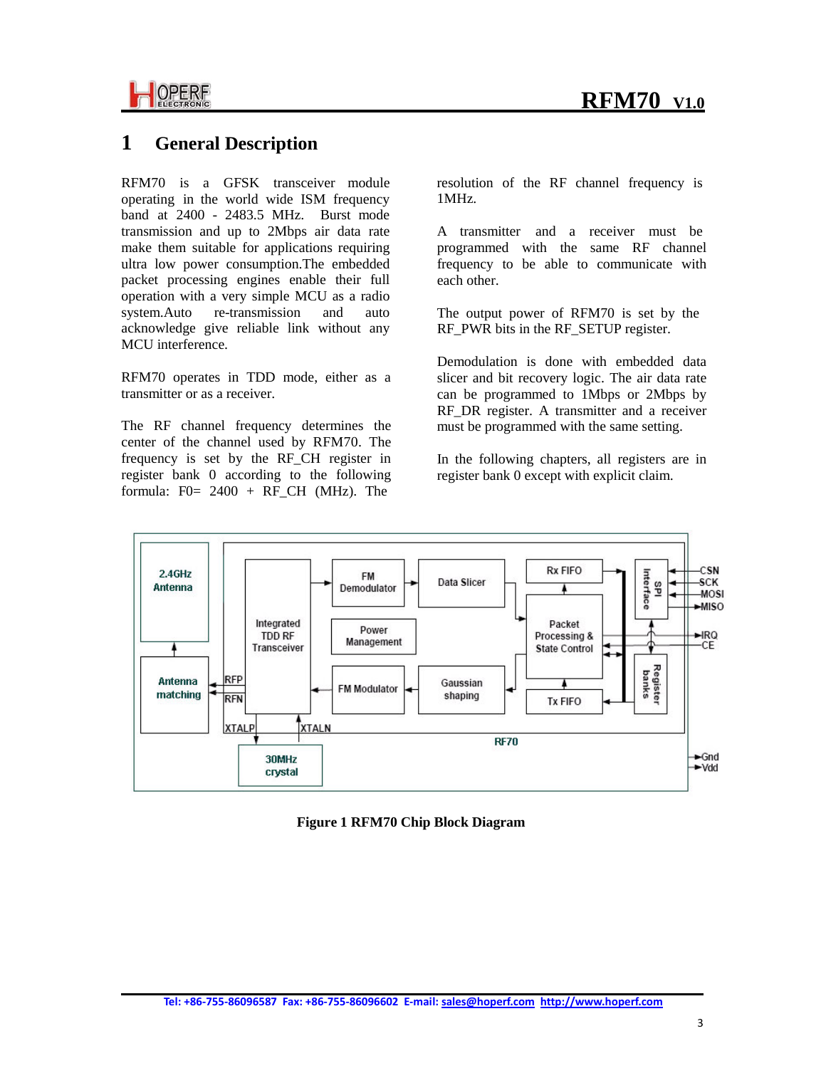# 1 General Description

RFM70 is a GFSK transceiver module operating in the world wide ISM frequency band at 2400 - 2483.5 MHz. Burst mode transmission and up to 2Mbps air data rate make them suitable for applications requiring ultra low power consumption.The embedded packet processing engines enable their full operation with a very simple MCU as a radio system.Auto re-transmission and auto acknowledge give reliable link without any MCU interference.

RFM70 operates in TDD mode, either as a transmitter or as a receiver.

The RF channel frequency determines the center of the channel used by RFM70. The frequency is set by the RF_CH register in register bank 0 according to the following formula: F0= 2400 + RF_CH (MHz). The resolution of the RF channel frequency is 1MHz.

A transmitter and a receiver must be programmed with the same RF channel frequency to be able to communicate with each other.

The output power of RFM70 is set by the RF_PWR bits in the RF_SETUP register.

Demodulation is done with embedded data slicer and bit recovery logic. The air data rate can be programmed to 1Mbps or 2Mbps by RF_DR register. A transmitter and a receiver must be programmed with the same setting.

In the following chapters, all registers are in register bank 0 except with explicit claim.

**Figure 1 RFM70 Chip Block Diagram**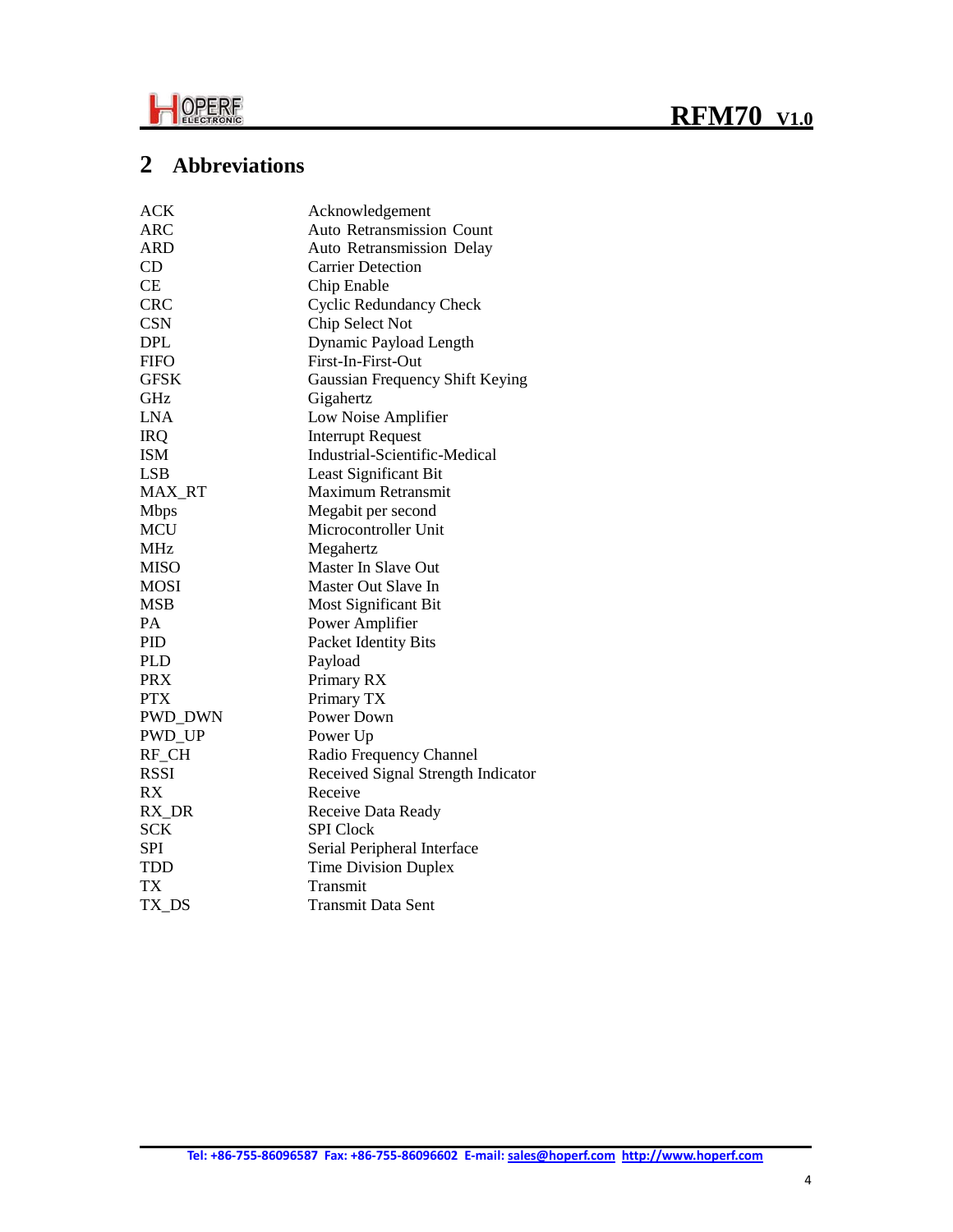## 2 Abbreviations

| | |
|---|---|
| ACK | Acknowledgement |
| ARC | Auto Retransmission Count |
| ARD | Auto Retransmission Delay |
| CD | Carrier Detection |
| CE | Chip Enable |
| CRC | Cyclic Redundancy Check |
| CSN | Chip Select Not |
| DPL | Dynamic Payload Length |
| FIFO | First-In-First-Out |
| GFSK | Gaussian Frequency Shift Keying |
| GHz | Gigahertz |
| LNA | Low Noise Amplifier |
| IRQ | Interrupt Request |
| ISM | Industrial-Scientific-Medical |
| LSB | Least Significant Bit |
| MAX_RT | Maximum Retransmit |
| Mbps | Megabit per second |
| MCU | Microcontroller Unit |
| MHz | Megahertz |
| MISO | Master In Slave Out |
| MOSI | Master Out Slave In |
| MSB | Most Significant Bit |
| PA | Power Amplifier |
| PID | Packet Identity Bits |
| PLD | Payload |
| PRX | Primary RX |
| PTX | Primary TX |
| PWD_DWN | Power Down |
| PWD_UP | Power Up |
| RF_CH | Radio Frequency Channel |
| RSSI | Received Signal Strength Indicator |
| RX | Receive |
| RX_DR | Receive Data Ready |
| SCK | SPI Clock |
| SPI | Serial Peripheral Interface |
| TDD | Time Division Duplex |
| TX | Transmit |
| TX_DS | Transmit Data Sent |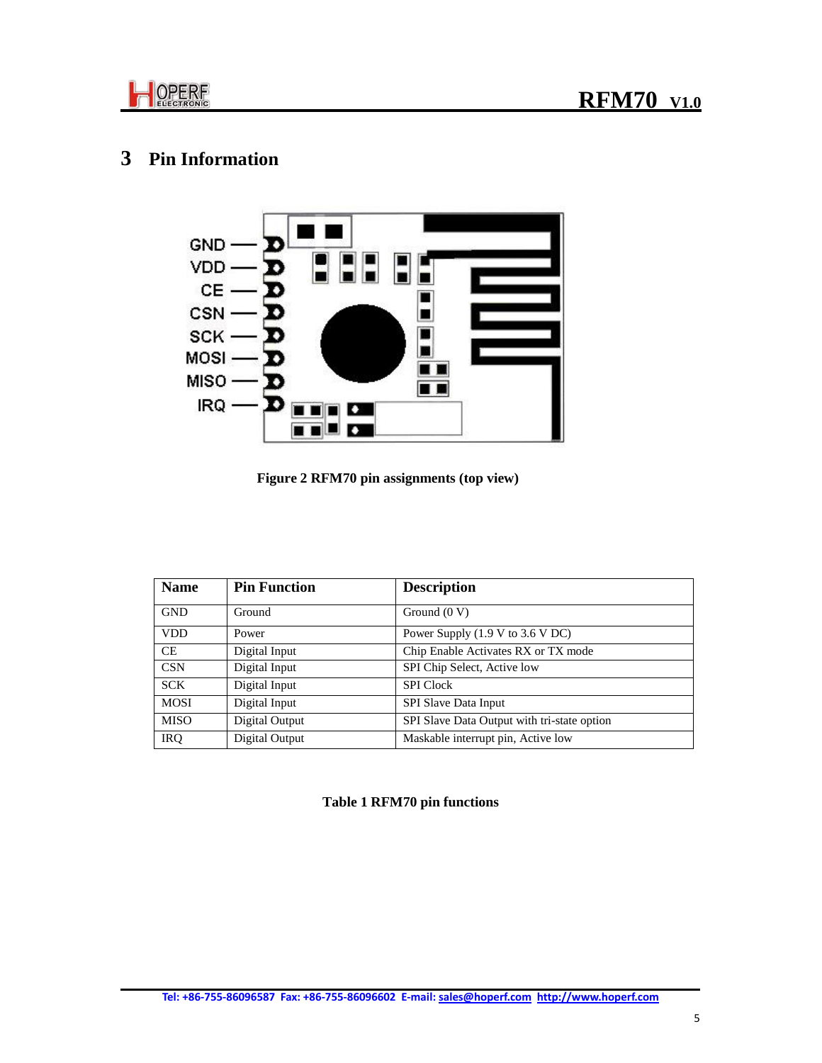# 3 Pin Information

Figure 2 RFM70 pin assignments (top view)

| Name | Pin Function | Description |
| --- | --- | --- |
| GND | Ground | Ground (0 V) |
| VDD | Power | Power Supply (1.9 V to 3.6 V DC) |
| CE | Digital Input | Chip Enable Activates RX or TX mode |
| CSN | Digital Input | SPI Chip Select, Active low |
| SCK | Digital Input | SPI Clock |
| MOSI | Digital Input | SPI Slave Data Input |
| MISO | Digital Output | SPI Slave Data Output with tri-state option |
| IRQ | Digital Output | Maskable interrupt pin, Active low |

**Table 1 RFM70 pin functions**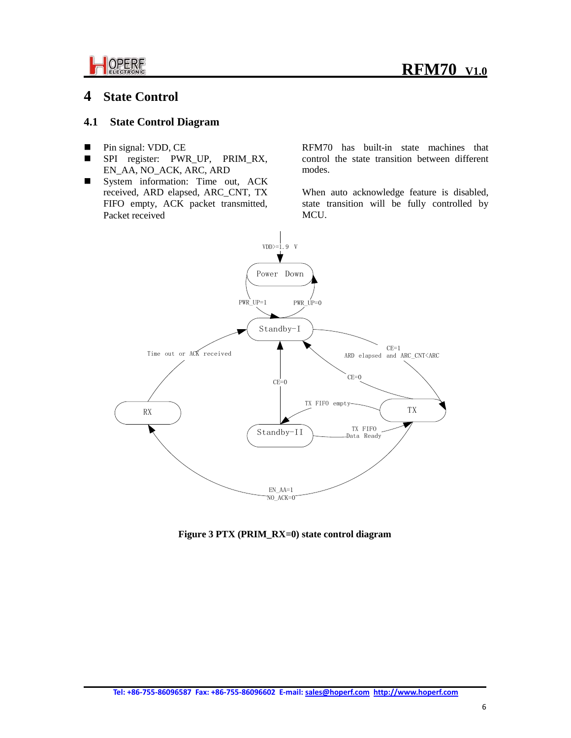# 4 State Control

## 4.1 State Control Diagram

- Pin signal: VDD, CE
- SPI register: PWR_UP, PRIM_RX, EN_AA, NO_ACK, ARC, ARD
- System information: Time out, ACK received, ARD elapsed, ARC_CNT, TX FIFO empty, ACK packet transmitted, Packet received

RFM70 has built-in state machines that control the state transition between different modes.

When auto acknowledge feature is disabled, state transition will be fully controlled by MCU.

Figure 3 PTX (PRIM_RX=0) state control diagram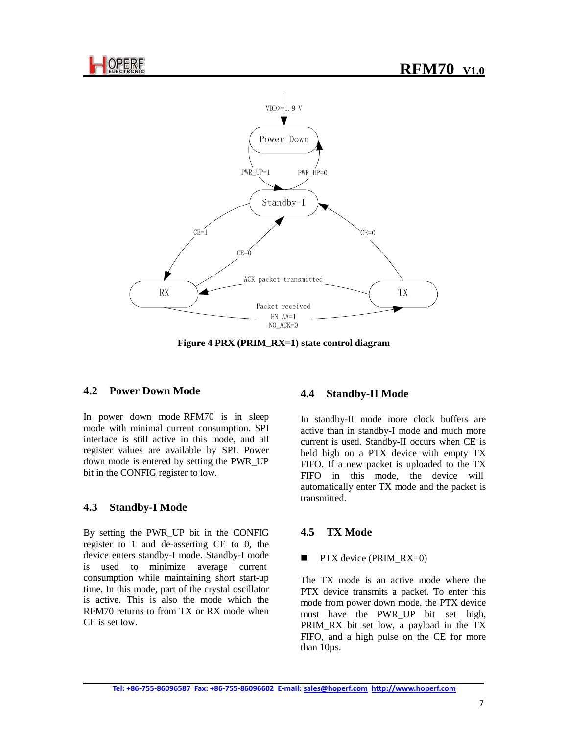Figure 4 PRX (PRIM_RX=1) state control diagram

### 4.2 Power Down Mode

In power down mode RFM70 is in sleep mode with minimal current consumption. SPI interface is still active in this mode, and all register values are available by SPI. Power down mode is entered by setting the PWR_UP bit in the CONFIG register to low.

### 4.3 Standby-I Mode

By setting the PWR_UP bit in the CONFIG register to 1 and de-asserting CE to 0, the device enters standby-I mode. Standby-I mode is used to minimize average current consumption while maintaining short start-up time. In this mode, part of the crystal oscillator is active. This is also the mode which the RFM70 returns to from TX or RX mode when CE is set low.

### 4.4 Standby-II Mode

In standby-II mode more clock buffers are active than in standby-I mode and much more current is used. Standby-II occurs when CE is held high on a PTX device with empty TX FIFO. If a new packet is uploaded to the TX FIFO in this mode, the device will automatically enter TX mode and the packet is transmitted.

### 4.5 TX Mode

- PTX device (PRIM_RX=0)

The TX mode is an active mode where the PTX device transmits a packet. To enter this mode from power down mode, the PTX device must have the PWR_UP bit set high, PRIM_RX bit set low, a payload in the TX FIFO, and a high pulse on the CE for more than 10µs.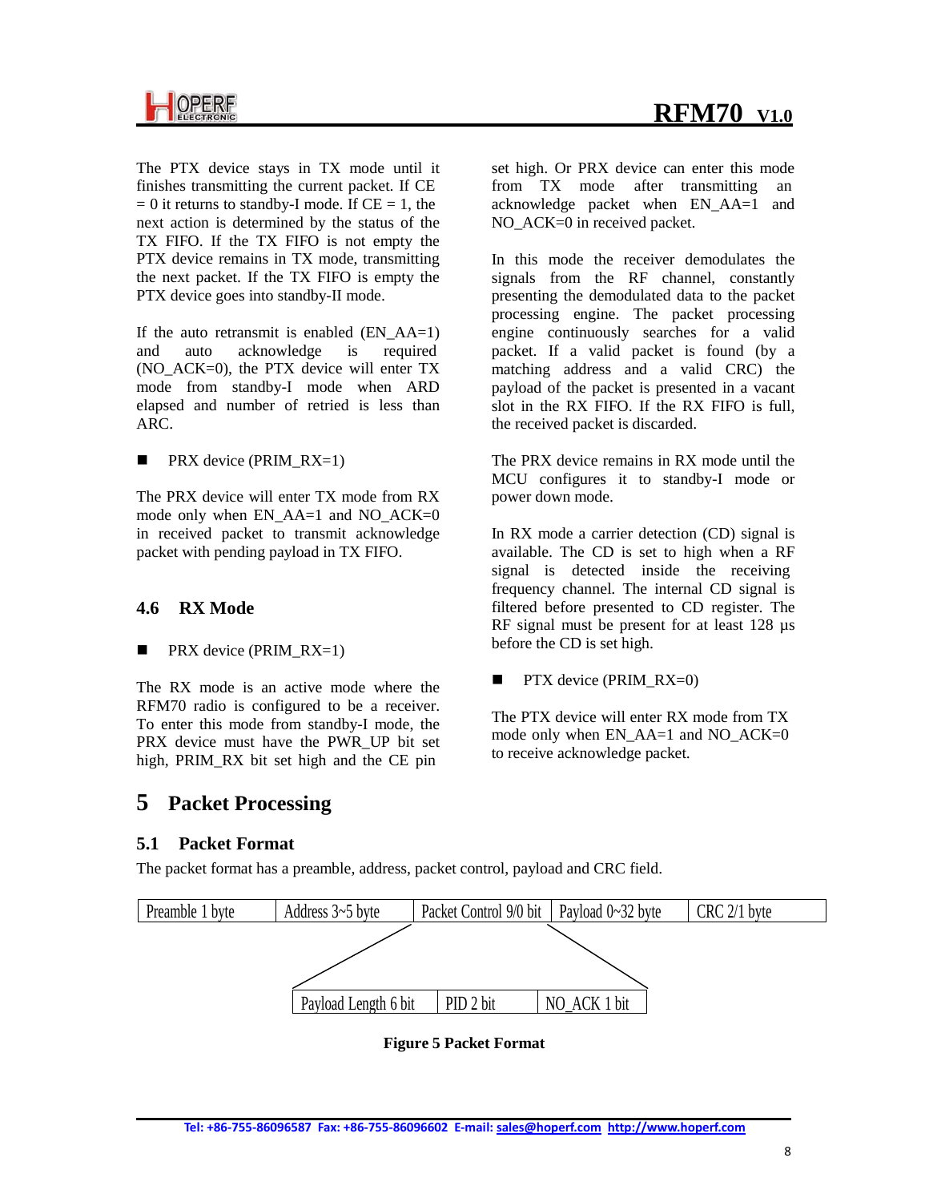The PTX device stays in TX mode until it finishes transmitting the current packet. If CE = 0 it returns to standby-I mode. If CE = 1, the next action is determined by the status of the TX FIFO. If the TX FIFO is not empty the PTX device remains in TX mode, transmitting the next packet. If the TX FIFO is empty the PTX device goes into standby-II mode.

If the auto retransmit is enabled (EN_AA=1) and auto acknowledge is required (NO_ACK=0), the PTX device will enter TX mode from standby-I mode when ARD elapsed and number of retried is less than ARC.

- PRX device (PRIM_RX=1)

The PRX device will enter TX mode from RX mode only when EN_AA=1 and NO_ACK=0 in received packet to transmit acknowledge packet with pending payload in TX FIFO.

### 4.6 RX Mode

- PRX device (PRIM_RX=1)

The RX mode is an active mode where the RFM70 radio is configured to be a receiver. To enter this mode from standby-I mode, the PRX device must have the PWR_UP bit set high, PRIM_RX bit set high and the CE pin set high. Or PRX device can enter this mode from TX mode after transmitting an acknowledge packet when EN_AA=1 and NO_ACK=0 in received packet.

In this mode the receiver demodulates the signals from the RF channel, constantly presenting the demodulated data to the packet processing engine. The packet processing engine continuously searches for a valid packet. If a valid packet is found (by a matching address and a valid CRC) the payload of the packet is presented in a vacant slot in the RX FIFO. If the RX FIFO is full, the received packet is discarded.

The PRX device remains in RX mode until the MCU configures it to standby-I mode or power down mode.

In RX mode a carrier detection (CD) signal is available. The CD is set to high when a RF signal is detected inside the receiving frequency channel. The internal CD signal is filtered before presented to CD register. The RF signal must be present for at least 128 µs before the CD is set high.

- PTX device (PRIM_RX=0)

The PTX device will enter RX mode from TX mode only when EN_AA=1 and NO_ACK=0 to receive acknowledge packet.

# 5 Packet Processing

## 5.1 Packet Format

The packet format has a preamble, address, packet control, payload and CRC field.

| Preamble 1 byte | Address 3~5 byte | Packet Control 9/0 bit | Payload 0~32 byte | CRC 2/1 byte |
|---|---|---|---|---|

Packet Control field:

| Payload Length 6 bit | PID 2 bit | NO_ACK 1 bit |
|---|---|---|

**Figure 5 Packet Format**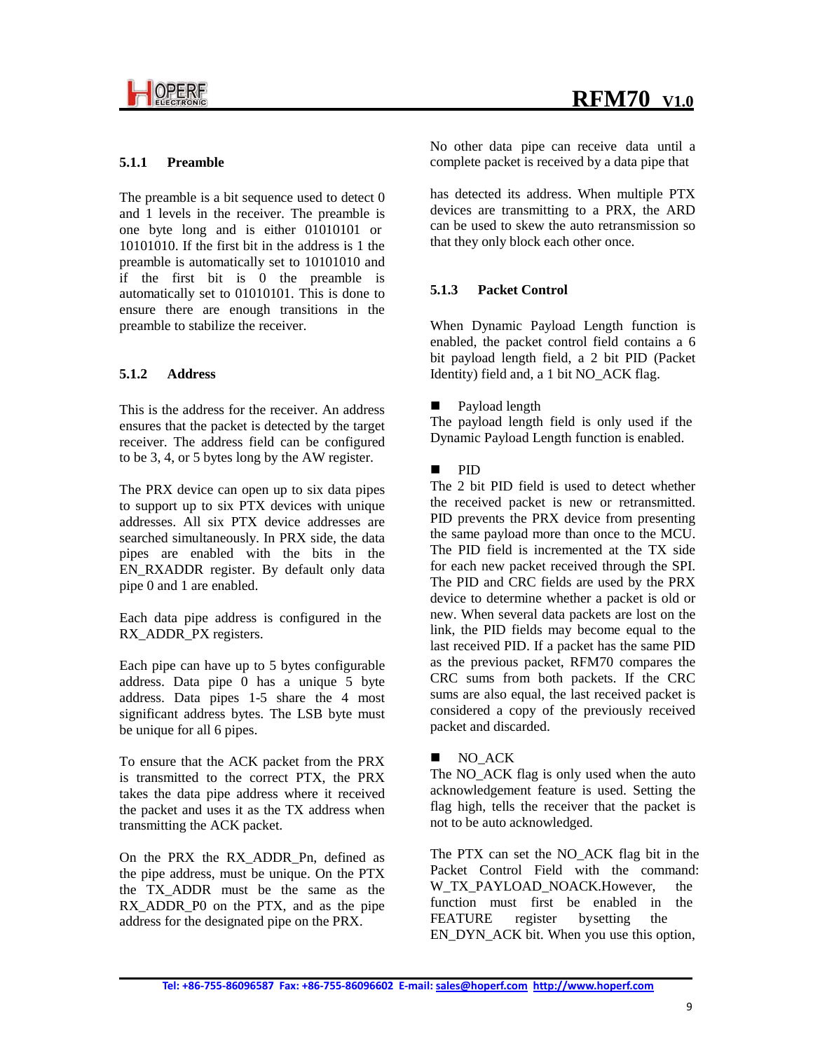### 5.1.1 Preamble

The preamble is a bit sequence used to detect 0 and 1 levels in the receiver. The preamble is one byte long and is either 01010101 or 10101010. If the first bit in the address is 1 the preamble is automatically set to 10101010 and if the first bit is 0 the preamble is automatically set to 01010101. This is done to ensure there are enough transitions in the preamble to stabilize the receiver.

### 5.1.2 Address

This is the address for the receiver. An address ensures that the packet is detected by the target receiver. The address field can be configured to be 3, 4, or 5 bytes long by the AW register.

The PRX device can open up to six data pipes to support up to six PTX devices with unique addresses. All six PTX device addresses are searched simultaneously. In PRX side, the data pipes are enabled with the bits in the EN_RXADDR register. By default only data pipe 0 and 1 are enabled.

Each data pipe address is configured in the RX_ADDR_PX registers.

Each pipe can have up to 5 bytes configurable address. Data pipe 0 has a unique 5 byte address. Data pipes 1-5 share the 4 most significant address bytes. The LSB byte must be unique for all 6 pipes.

To ensure that the ACK packet from the PRX is transmitted to the correct PTX, the PRX takes the data pipe address where it received the packet and uses it as the TX address when transmitting the ACK packet.

On the PRX the RX_ADDR_Pn, defined as the pipe address, must be unique. On the PTX the TX_ADDR must be the same as the RX_ADDR_P0 on the PTX, and as the pipe address for the designated pipe on the PRX.

No other data pipe can receive data until a complete packet is received by a data pipe that

has detected its address. When multiple PTX devices are transmitting to a PRX, the ARD can be used to skew the auto retransmission so that they only block each other once.

### 5.1.3 Packet Control

When Dynamic Payload Length function is enabled, the packet control field contains a 6 bit payload length field, a 2 bit PID (Packet Identity) field and, a 1 bit NO_ACK flag.

- Payload length

The payload length field is only used if the Dynamic Payload Length function is enabled.

- PID

The 2 bit PID field is used to detect whether the received packet is new or retransmitted. PID prevents the PRX device from presenting the same payload more than once to the MCU. The PID field is incremented at the TX side for each new packet received through the SPI. The PID and CRC fields are used by the PRX device to determine whether a packet is old or new. When several data packets are lost on the link, the PID fields may become equal to the last received PID. If a packet has the same PID as the previous packet, RFM70 compares the CRC sums from both packets. If the CRC sums are also equal, the last received packet is considered a copy of the previously received packet and discarded.

- NO_ACK

The NO_ACK flag is only used when the auto acknowledgement feature is used. Setting the flag high, tells the receiver that the packet is not to be auto acknowledged.

The PTX can set the NO_ACK flag bit in the Packet Control Field with the command: W_TX_PAYLOAD_NOACK.However, the function must first be enabled in the FEATURE register bysetting the EN_DYN_ACK bit. When you use this option,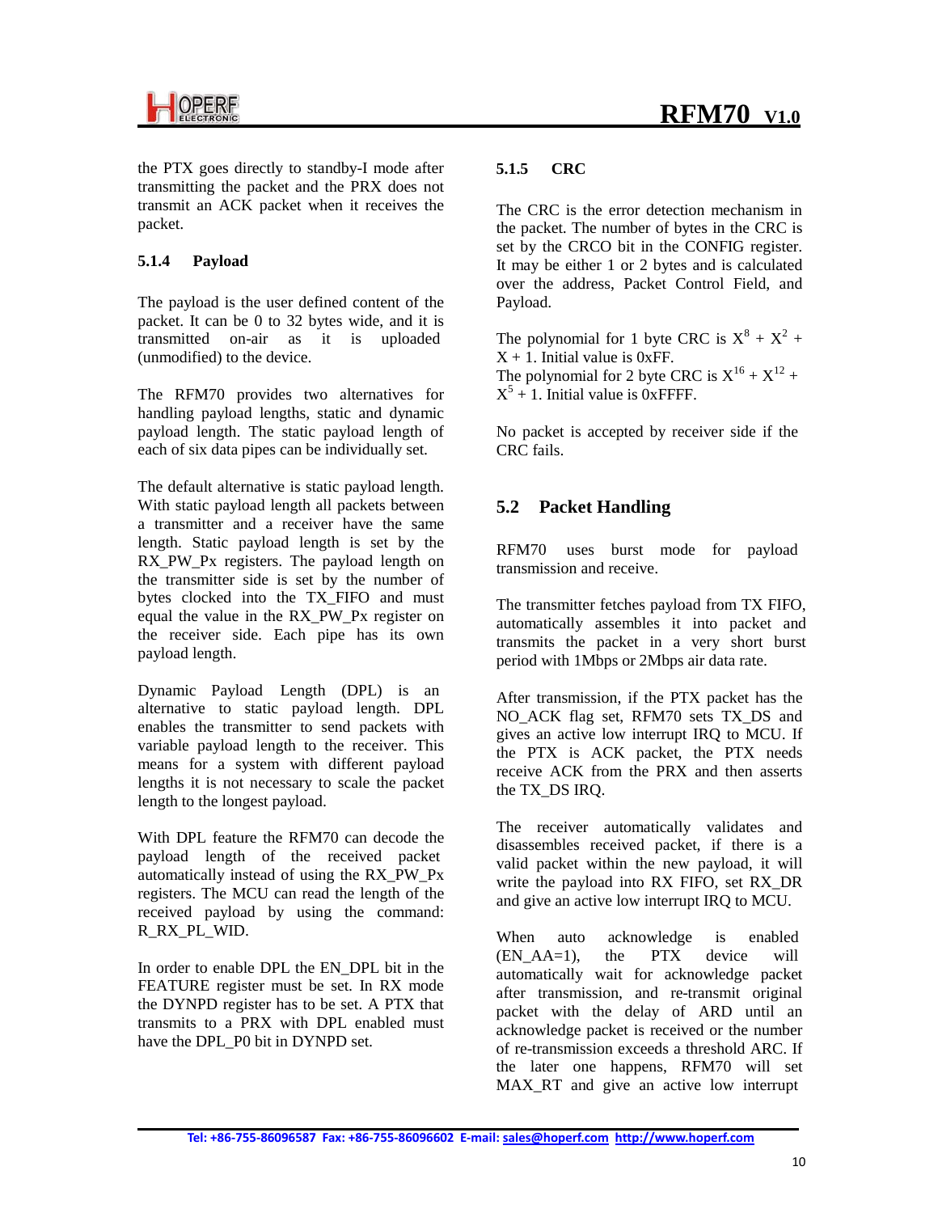the PTX goes directly to standby-I mode after transmitting the packet and the PRX does not transmit an ACK packet when it receives the packet.

### 5.1.4 Payload

The payload is the user defined content of the packet. It can be 0 to 32 bytes wide, and it is transmitted on-air as it is uploaded (unmodified) to the device.

The RFM70 provides two alternatives for handling payload lengths, static and dynamic payload length. The static payload length of each of six data pipes can be individually set.

The default alternative is static payload length. With static payload length all packets between a transmitter and a receiver have the same length. Static payload length is set by the RX_PW_Px registers. The payload length on the transmitter side is set by the number of bytes clocked into the TX_FIFO and must equal the value in the RX_PW_Px register on the receiver side. Each pipe has its own payload length.

Dynamic Payload Length (DPL) is an alternative to static payload length. DPL enables the transmitter to send packets with variable payload length to the receiver. This means for a system with different payload lengths it is not necessary to scale the packet length to the longest payload.

With DPL feature the RFM70 can decode the payload length of the received packet automatically instead of using the RX_PW_Px registers. The MCU can read the length of the received payload by using the command: R_RX_PL_WID.

In order to enable DPL the EN_DPL bit in the FEATURE register must be set. In RX mode the DYNPD register has to be set. A PTX that transmits to a PRX with DPL enabled must have the DPL_P0 bit in DYNPD set.

### 5.1.5 CRC

The CRC is the error detection mechanism in the packet. The number of bytes in the CRC is set by the CRCO bit in the CONFIG register. It may be either 1 or 2 bytes and is calculated over the address, Packet Control Field, and Payload.

The polynomial for 1 byte CRC is $X^8 + X^2 + X + 1$. Initial value is 0xFF.
The polynomial for 2 byte CRC is $X^{16} + X^{12} + X^5 + 1$. Initial value is 0xFFFF.

No packet is accepted by receiver side if the CRC fails.

## 5.2 Packet Handling

RFM70 uses burst mode for payload transmission and receive.

The transmitter fetches payload from TX FIFO, automatically assembles it into packet and transmits the packet in a very short burst period with 1Mbps or 2Mbps air data rate.

After transmission, if the PTX packet has the NO_ACK flag set, RFM70 sets TX_DS and gives an active low interrupt IRQ to MCU. If the PTX is ACK packet, the PTX needs receive ACK from the PRX and then asserts the TX_DS IRQ.

The receiver automatically validates and disassembles received packet, if there is a valid packet within the new payload, it will write the payload into RX FIFO, set RX_DR and give an active low interrupt IRQ to MCU.

When auto acknowledge is enabled (EN_AA=1), the PTX device will automatically wait for acknowledge packet after transmission, and re-transmit original packet with the delay of ARD until an acknowledge packet is received or the number of re-transmission exceeds a threshold ARC. If the later one happens, RFM70 will set MAX_RT and give an active low interrupt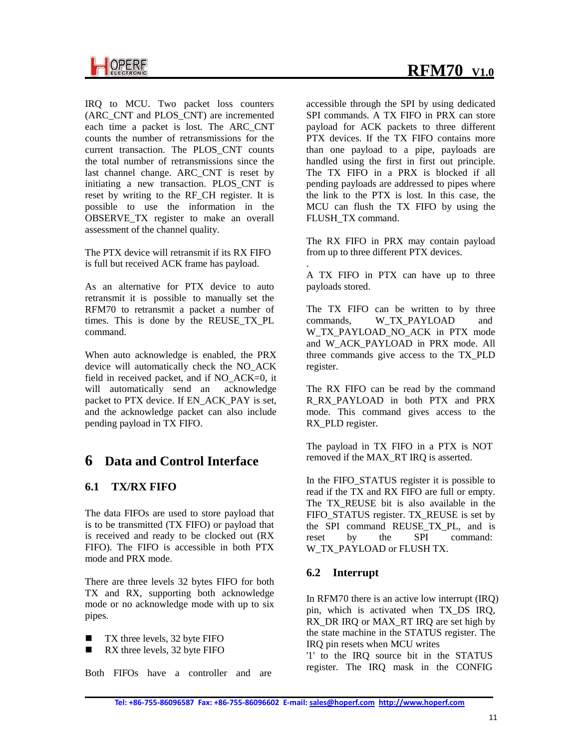IRQ to MCU. Two packet loss counters (ARC_CNT and PLOS_CNT) are incremented each time a packet is lost. The ARC_CNT counts the number of retransmissions for the current transaction. The PLOS_CNT counts the total number of retransmissions since the last channel change. ARC_CNT is reset by initiating a new transaction. PLOS_CNT is reset by writing to the RF_CH register. It is possible to use the information in the OBSERVE_TX register to make an overall assessment of the channel quality.

The PTX device will retransmit if its RX FIFO is full but received ACK frame has payload.

As an alternative for PTX device to auto retransmit it is possible to manually set the RFM70 to retransmit a packet a number of times. This is done by the REUSE_TX_PL command.

When auto acknowledge is enabled, the PRX device will automatically check the NO_ACK field in received packet, and if NO_ACK=0, it will automatically send an acknowledge packet to PTX device. If EN_ACK_PAY is set, and the acknowledge packet can also include pending payload in TX FIFO.

# 6 Data and Control Interface

## 6.1 TX/RX FIFO

The data FIFOs are used to store payload that is to be transmitted (TX FIFO) or payload that is received and ready to be clocked out (RX FIFO). The FIFO is accessible in both PTX mode and PRX mode.

There are three levels 32 bytes FIFO for both TX and RX, supporting both acknowledge mode or no acknowledge mode with up to six pipes.

- TX three levels, 32 byte FIFO
- RX three levels, 32 byte FIFO

Both FIFOs have a controller and are accessible through the SPI by using dedicated SPI commands. A TX FIFO in PRX can store payload for ACK packets to three different PTX devices. If the TX FIFO contains more than one payload to a pipe, payloads are handled using the first in first out principle. The TX FIFO in a PRX is blocked if all pending payloads are addressed to pipes where the link to the PTX is lost. In this case, the MCU can flush the TX FIFO by using the FLUSH_TX command.

The RX FIFO in PRX may contain payload from up to three different PTX devices.

.

A TX FIFO in PTX can have up to three payloads stored.

The TX FIFO can be written to by three commands, W_TX_PAYLOAD and W_TX_PAYLOAD_NO_ACK in PTX mode and W_ACK_PAYLOAD in PRX mode. All three commands give access to the TX_PLD register.

The RX FIFO can be read by the command R_RX_PAYLOAD in both PTX and PRX mode. This command gives access to the RX_PLD register.

The payload in TX FIFO in a PTX is NOT removed if the MAX_RT IRQ is asserted.

In the FIFO_STATUS register it is possible to read if the TX and RX FIFO are full or empty. The TX_REUSE bit is also available in the FIFO_STATUS register. TX_REUSE is set by the SPI command REUSE_TX_PL, and is reset by the SPI command: W_TX_PAYLOAD or FLUSH TX.

## 6.2 Interrupt

In RFM70 there is an active low interrupt (IRQ) pin, which is activated when TX_DS IRQ, RX_DR IRQ or MAX_RT IRQ are set high by the state machine in the STATUS register. The IRQ pin resets when MCU writes '1' to the IRQ source bit in the STATUS register. The IRQ mask in the CONFIG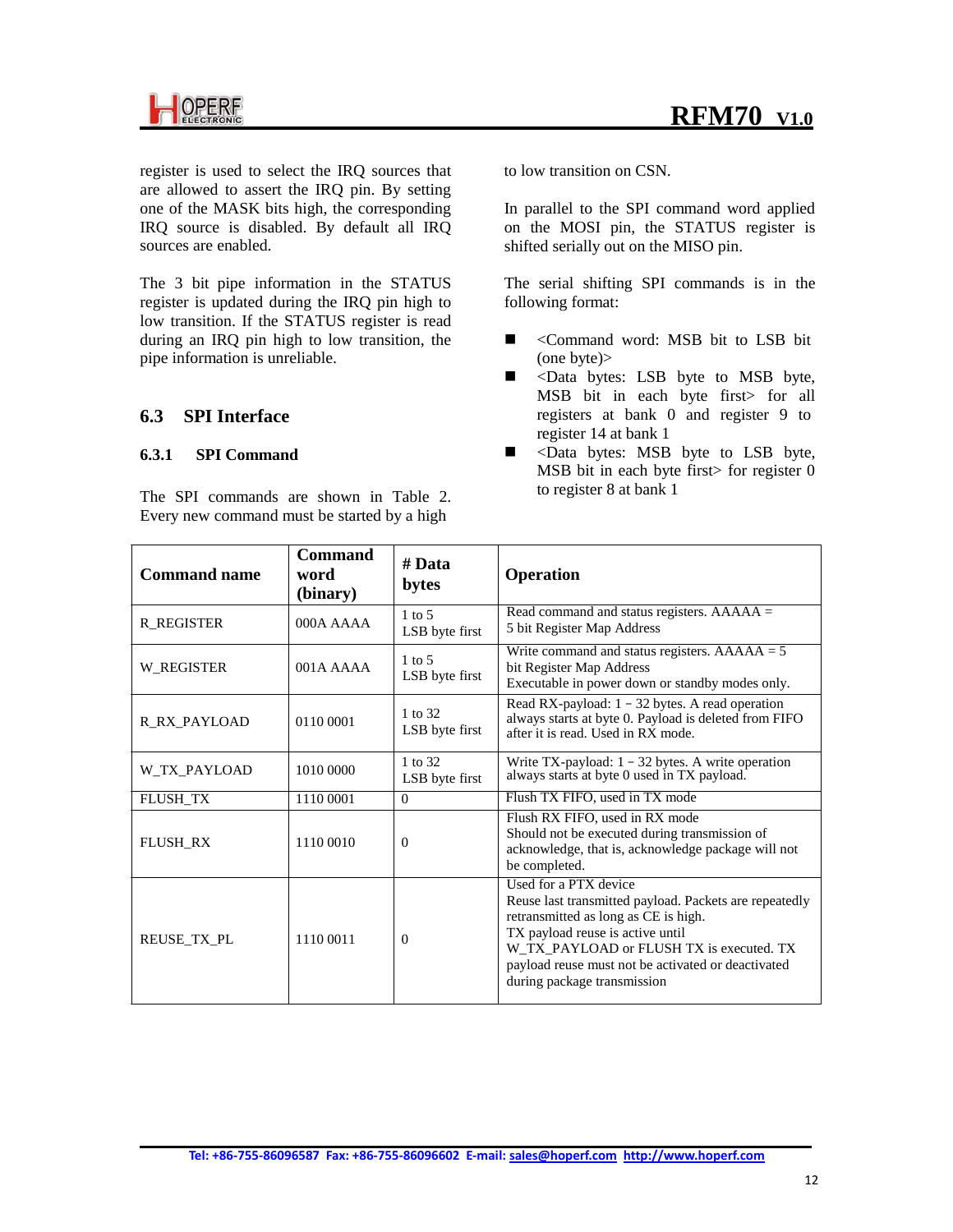register is used to select the IRQ sources that are allowed to assert the IRQ pin. By setting one of the MASK bits high, the corresponding IRQ source is disabled. By default all IRQ sources are enabled.

The 3 bit pipe information in the STATUS register is updated during the IRQ pin high to low transition. If the STATUS register is read during an IRQ pin high to low transition, the pipe information is unreliable.

## 6.3 SPI Interface

### 6.3.1 SPI Command

The SPI commands are shown in Table 2. Every new command must be started by a high to low transition on CSN.

In parallel to the SPI command word applied on the MOSI pin, the STATUS register is shifted serially out on the MISO pin.

The serial shifting SPI commands is in the following format:

- <Command word: MSB bit to LSB bit (one byte)>
- <Data bytes: LSB byte to MSB byte, MSB bit in each byte first> for all registers at bank 0 and register 9 to register 14 at bank 1
- <Data bytes: MSB byte to LSB byte, MSB bit in each byte first> for register 0 to register 8 at bank 1

| Command name | Command word (binary) | # Data bytes | Operation |
|---|---|---|---|
| R_REGISTER | 000A AAAA | 1 to 5<br>LSB byte first | Read command and status registers. AAAAA = 5 bit Register Map Address |
| W_REGISTER | 001A AAAA | 1 to 5<br>LSB byte first | Write command and status registers. AAAAA = 5 bit Register Map Address<br>Executable in power down or standby modes only. |
| R_RX_PAYLOAD | 0110 0001 | 1 to 32<br>LSB byte first | Read RX-payload: 1 – 32 bytes. A read operation always starts at byte 0. Payload is deleted from FIFO after it is read. Used in RX mode. |
| W_TX_PAYLOAD | 1010 0000 | 1 to 32<br>LSB byte first | Write TX-payload: 1 – 32 bytes. A write operation always starts at byte 0 used in TX payload. |
| FLUSH_TX | 1110 0001 | 0 | Flush TX FIFO, used in TX mode |
| FLUSH_RX | 1110 0010 | 0 | Flush RX FIFO, used in RX mode<br>Should not be executed during transmission of acknowledge, that is, acknowledge package will not be completed. |
| REUSE_TX_PL | 1110 0011 | 0 | Used for a PTX device<br>Reuse last transmitted payload. Packets are repeatedly retransmitted as long as CE is high.<br>TX payload reuse is active until W_TX_PAYLOAD or FLUSH TX is executed. TX payload reuse must not be activated or deactivated during package transmission |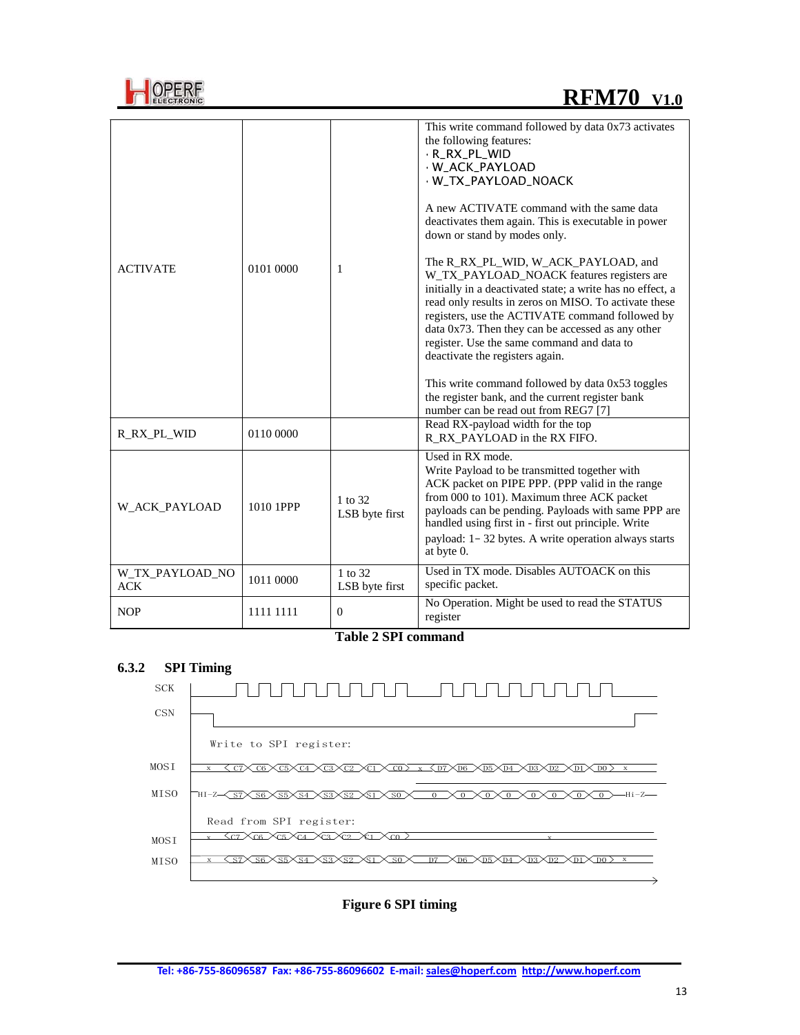| | | | |
|---|---|---|---|
| ACTIVATE | 0101 0000 | 1 | This write command followed by data 0x73 activates the following features:<br>· R_RX_PL_WID<br>· W_ACK_PAYLOAD<br>· W_TX_PAYLOAD_NOACK<br><br>A new ACTIVATE command with the same data deactivates them again. This is executable in power down or stand by modes only.<br><br>The R_RX_PL_WID, W_ACK_PAYLOAD, and W_TX_PAYLOAD_NOACK features registers are initially in a deactivated state; a write has no effect, a read only results in zeros on MISO. To activate these registers, use the ACTIVATE command followed by data 0x73. Then they can be accessed as any other register. Use the same command and data to deactivate the registers again.<br><br>This write command followed by data 0x53 toggles the register bank, and the current register bank number can be read out from REG7 [7] |
| R_RX_PL_WID | 0110 0000 | | Read RX-payload width for the top R_RX_PAYLOAD in the RX FIFO. |
| W_ACK_PAYLOAD | 1010 1PPP | 1 to 32<br>LSB byte first | Used in RX mode.<br>Write Payload to be transmitted together with ACK packet on PIPE PPP. (PPP valid in the range from 000 to 101). Maximum three ACK packet payloads can be pending. Payloads with same PPP are handled using first in - first out principle. Write payload: 1- 32 bytes. A write operation always starts at byte 0. |
| W_TX_PAYLOAD_NOACK | 1011 0000 | 1 to 32<br>LSB byte first | Used in TX mode. Disables AUTOACK on this specific packet. |
| NOP | 1111 1111 | 0 | No Operation. Might be used to read the STATUS register |

**Table 2 SPI command**

### 6.3.2 SPI Timing

```
SCK
CSN

Write to SPI register:
MOSI   x  C7 C6 C5 C4 C3 C2 C1 C0  x  D7 D6 D5 D4 D3 D2 D1 D0  x
MISO   Hi-Z  S7 S6 S5 S4 S3 S2 S1 S0  0  0  0  0  0  0  0  0  Hi-Z

Read from SPI register:
MOSI   x  C7 C6 C5 C4 C3 C2 C1 C0  x
MISO   x  S7 S6 S5 S4 S3 S2 S1 S0  D7 D6 D5 D4 D3 D2 D1 D0  x
```

**Figure 6 SPI timing**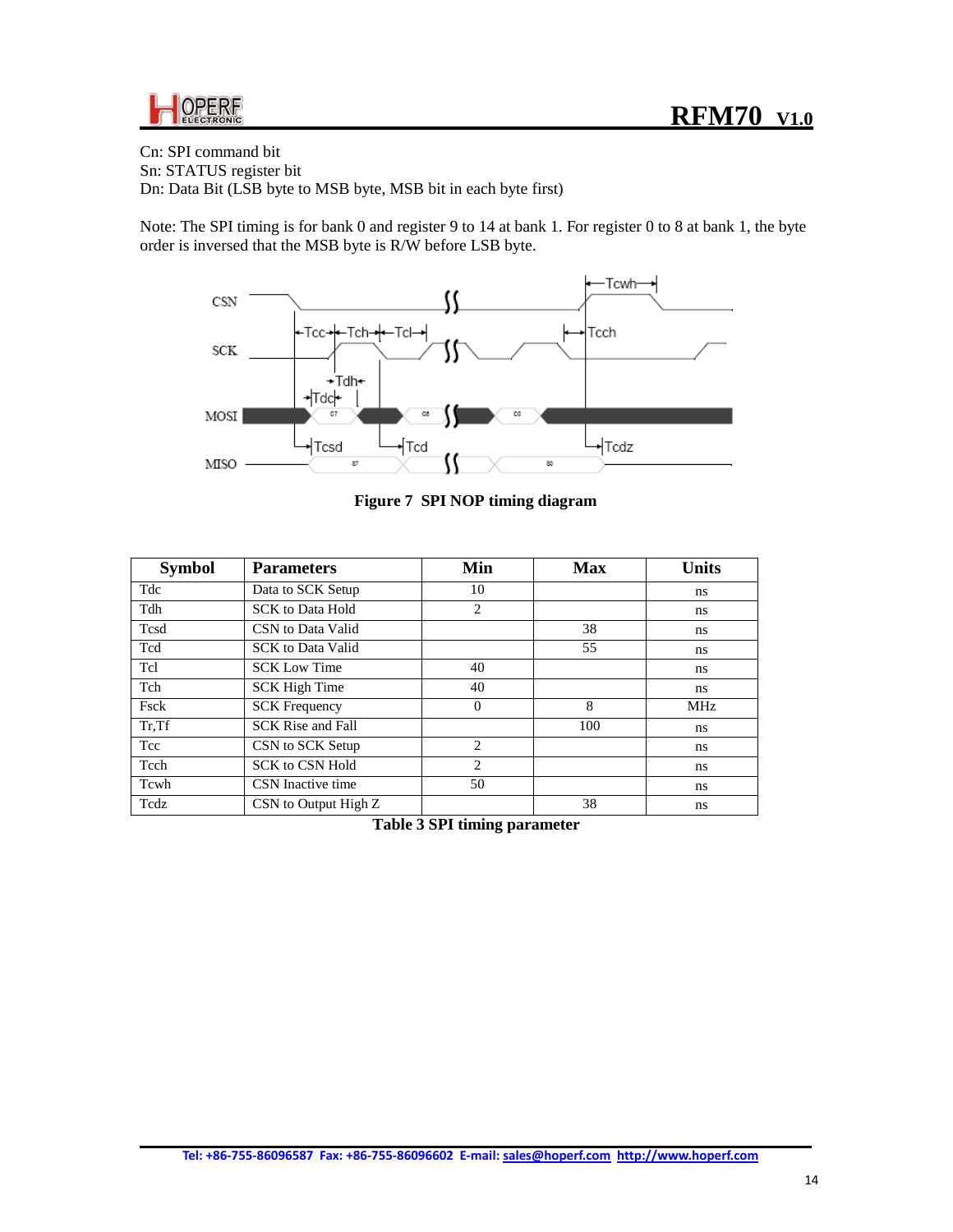Cn: SPI command bit
Sn: STATUS register bit
Dn: Data Bit (LSB byte to MSB byte, MSB bit in each byte first)

Note: The SPI timing is for bank 0 and register 9 to 14 at bank 1. For register 0 to 8 at bank 1, the byte order is inversed that the MSB byte is R/W before LSB byte.

**Figure 7 SPI NOP timing diagram**

| Symbol | Parameters | Min | Max | Units |
|---|---|---|---|---|
| Tdc | Data to SCK Setup | 10 | | ns |
| Tdh | SCK to Data Hold | 2 | | ns |
| Tcsd | CSN to Data Valid | | 38 | ns |
| Tcd | SCK to Data Valid | | 55 | ns |
| Tcl | SCK Low Time | 40 | | ns |
| Tch | SCK High Time | 40 | | ns |
| Fsck | SCK Frequency | 0 | 8 | MHz |
| Tr,Tf | SCK Rise and Fall | | 100 | ns |
| Tcc | CSN to SCK Setup | 2 | | ns |
| Tcch | SCK to CSN Hold | 2 | | ns |
| Tcwh | CSN Inactive time | 50 | | ns |
| Tcdz | CSN to Output High Z | | 38 | ns |

**Table 3 SPI timing parameter**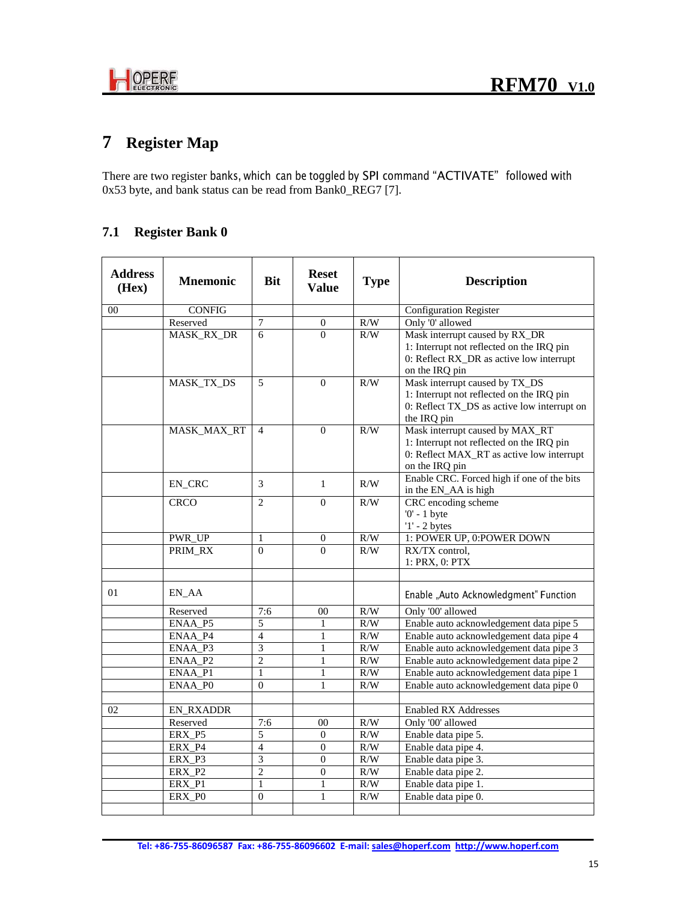# 7 Register Map

There are two register banks, which can be toggled by SPI command "ACTIVATE" followed with 0x53 byte, and bank status can be read from Bank0_REG7 [7].

## 7.1 Register Bank 0

| Address (Hex) | Mnemonic | Bit | Reset Value | Type | Description |
|---|---|---|---|---|---|
| 00 | CONFIG | | | | Configuration Register |
| | Reserved | 7 | 0 | R/W | Only '0' allowed |
| | MASK_RX_DR | 6 | 0 | R/W | Mask interrupt caused by RX_DR<br>1: Interrupt not reflected on the IRQ pin<br>0: Reflect RX_DR as active low interrupt on the IRQ pin |
| | MASK_TX_DS | 5 | 0 | R/W | Mask interrupt caused by TX_DS<br>1: Interrupt not reflected on the IRQ pin<br>0: Reflect TX_DS as active low interrupt on the IRQ pin |
| | MASK_MAX_RT | 4 | 0 | R/W | Mask interrupt caused by MAX_RT<br>1: Interrupt not reflected on the IRQ pin<br>0: Reflect MAX_RT as active low interrupt on the IRQ pin |
| | EN_CRC | 3 | 1 | R/W | Enable CRC. Forced high if one of the bits in the EN_AA is high |
| | CRCO | 2 | 0 | R/W | CRC encoding scheme<br>'0' - 1 byte<br>'1' - 2 bytes |
| | PWR_UP | 1 | 0 | R/W | 1: POWER UP, 0:POWER DOWN |
| | PRIM_RX | 0 | 0 | R/W | RX/TX control,<br>1: PRX, 0: PTX |
| | | | | | |
| 01 | EN_AA | | | | Enable „Auto Acknowledgment" Function |
| | Reserved | 7:6 | 00 | R/W | Only '00' allowed |
| | ENAA_P5 | 5 | 1 | R/W | Enable auto acknowledgement data pipe 5 |
| | ENAA_P4 | 4 | 1 | R/W | Enable auto acknowledgement data pipe 4 |
| | ENAA_P3 | 3 | 1 | R/W | Enable auto acknowledgement data pipe 3 |
| | ENAA_P2 | 2 | 1 | R/W | Enable auto acknowledgement data pipe 2 |
| | ENAA_P1 | 1 | 1 | R/W | Enable auto acknowledgement data pipe 1 |
| | ENAA_P0 | 0 | 1 | R/W | Enable auto acknowledgement data pipe 0 |
| | | | | | |
| 02 | EN_RXADDR | | | | Enabled RX Addresses |
| | Reserved | 7:6 | 00 | R/W | Only '00' allowed |
| | ERX_P5 | 5 | 0 | R/W | Enable data pipe 5. |
| | ERX_P4 | 4 | 0 | R/W | Enable data pipe 4. |
| | ERX_P3 | 3 | 0 | R/W | Enable data pipe 3. |
| | ERX_P2 | 2 | 0 | R/W | Enable data pipe 2. |
| | ERX_P1 | 1 | 1 | R/W | Enable data pipe 1. |
| | ERX_P0 | 0 | 1 | R/W | Enable data pipe 0. |
| | | | | | |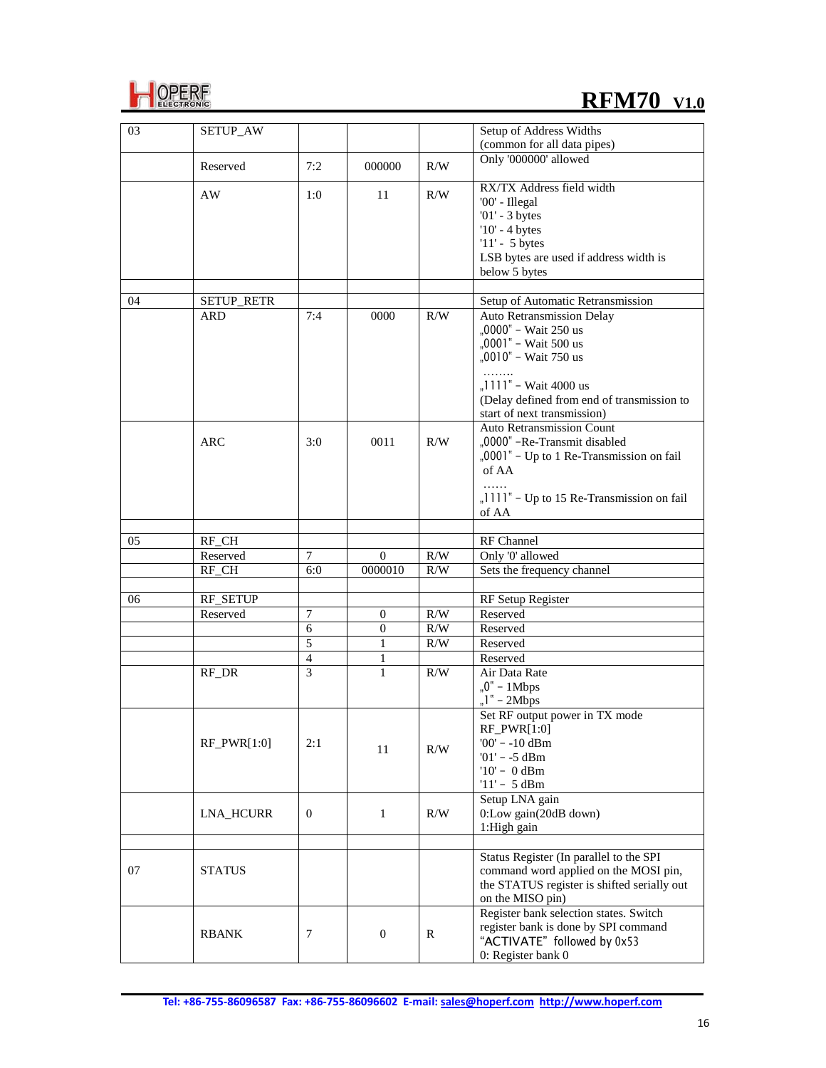| 03 | SETUP_AW | | | | Setup of Address Widths (common for all data pipes) |
|---|---|---|---|---|---|
| | Reserved | 7:2 | 000000 | R/W | Only '000000' allowed |
| | AW | 1:0 | 11 | R/W | RX/TX Address field width<br>'00' - Illegal<br>'01' - 3 bytes<br>'10' - 4 bytes<br>'11' - 5 bytes<br>LSB bytes are used if address width is below 5 bytes |
| | | | | | |
| 04 | SETUP_RETR | | | | Setup of Automatic Retransmission |
| | ARD | 7:4 | 0000 | R/W | Auto Retransmission Delay<br>„0000" – Wait 250 us<br>„0001" – Wait 500 us<br>„0010" – Wait 750 us<br>……..<br>„1111" – Wait 4000 us<br>(Delay defined from end of transmission to start of next transmission) |
| | ARC | 3:0 | 0011 | R/W | Auto Retransmission Count<br>„0000" –Re-Transmit disabled<br>„0001" – Up to 1 Re-Transmission on fail of AA<br>……<br>„1111" – Up to 15 Re-Transmission on fail of AA |
| | | | | | |
| 05 | RF_CH | | | | RF Channel |
| | Reserved | 7 | 0 | R/W | Only '0' allowed |
| | RF_CH | 6:0 | 0000010 | R/W | Sets the frequency channel |
| | | | | | |
| 06 | RF_SETUP | | | | RF Setup Register |
| | Reserved | 7 | 0 | R/W | Reserved |
| | | 6 | 0 | R/W | Reserved |
| | | 5 | 1 | R/W | Reserved |
| | | 4 | 1 | | Reserved |
| | RF_DR | 3 | 1 | R/W | Air Data Rate<br>„0" – 1Mbps<br>„1" – 2Mbps |
| | RF_PWR[1:0] | 2:1 | 11 | R/W | Set RF output power in TX mode<br>RF_PWR[1:0]<br>'00' – -10 dBm<br>'01' – -5 dBm<br>'10' – 0 dBm<br>'11' – 5 dBm |
| | LNA_HCURR | 0 | 1 | R/W | Setup LNA gain<br>0:Low gain(20dB down)<br>1:High gain |
| | | | | | |
| 07 | STATUS | | | | Status Register (In parallel to the SPI command word applied on the MOSI pin, the STATUS register is shifted serially out on the MISO pin) |
| | RBANK | 7 | 0 | R | Register bank selection states. Switch register bank is done by SPI command "ACTIVATE" followed by 0x53<br>0: Register bank 0 |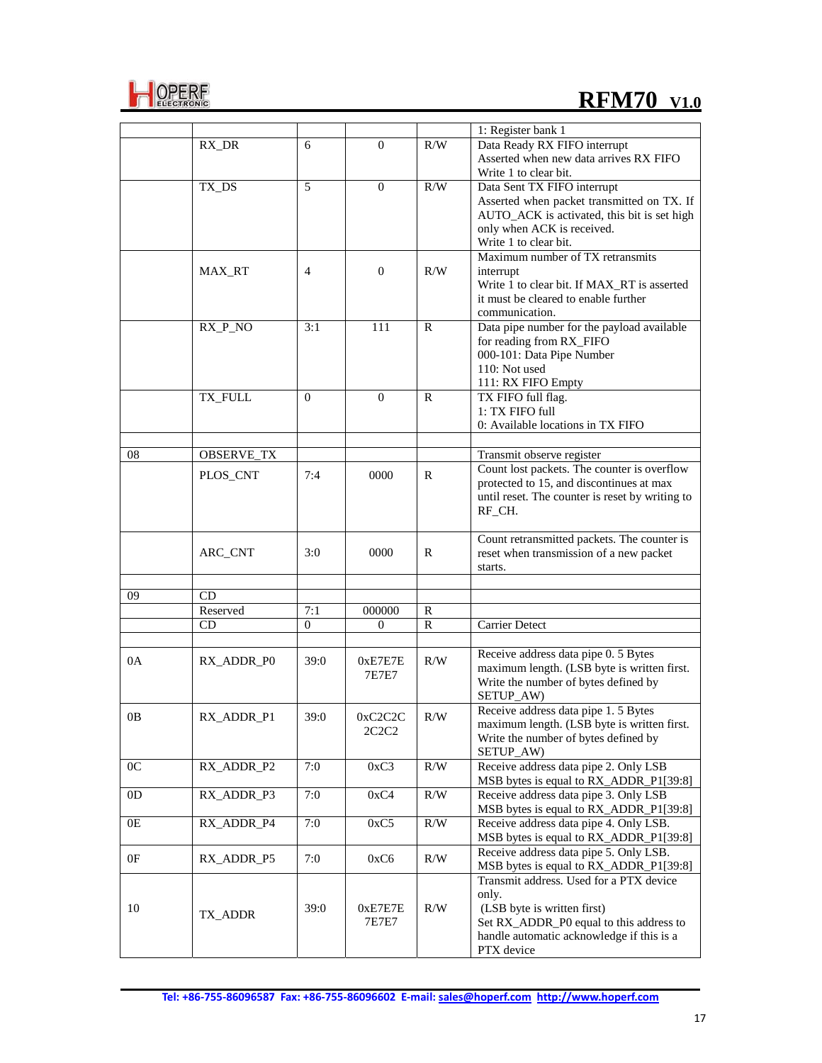| | | | | | |
|---|---|---|---|---|---|
| | | | | | 1: Register bank 1 |
| | RX_DR | 6 | 0 | R/W | Data Ready RX FIFO interrupt<br>Asserted when new data arrives RX FIFO<br>Write 1 to clear bit. |
| | TX_DS | 5 | 0 | R/W | Data Sent TX FIFO interrupt<br>Asserted when packet transmitted on TX. If AUTO_ACK is activated, this bit is set high only when ACK is received.<br>Write 1 to clear bit. |
| | MAX_RT | 4 | 0 | R/W | Maximum number of TX retransmits interrupt<br>Write 1 to clear bit. If MAX_RT is asserted it must be cleared to enable further communication. |
| | RX_P_NO | 3:1 | 111 | R | Data pipe number for the payload available for reading from RX_FIFO<br>000-101: Data Pipe Number<br>110: Not used<br>111: RX FIFO Empty |
| | TX_FULL | 0 | 0 | R | TX FIFO full flag.<br>1: TX FIFO full<br>0: Available locations in TX FIFO |
| | | | | | |
| 08 | OBSERVE_TX | | | | Transmit observe register |
| | PLOS_CNT | 7:4 | 0000 | R | Count lost packets. The counter is overflow protected to 15, and discontinues at max until reset. The counter is reset by writing to RF_CH. |
| | ARC_CNT | 3:0 | 0000 | R | Count retransmitted packets. The counter is reset when transmission of a new packet starts. |
| | | | | | |
| 09 | CD | | | | |
| | Reserved | 7:1 | 000000 | R | |
| | CD | 0 | 0 | R | Carrier Detect |
| | | | | | |
| 0A | RX_ADDR_P0 | 39:0 | 0xE7E7E 7E7E7 | R/W | Receive address data pipe 0. 5 Bytes maximum length. (LSB byte is written first. Write the number of bytes defined by SETUP_AW) |
| 0B | RX_ADDR_P1 | 39:0 | 0xC2C2C 2C2C2 | R/W | Receive address data pipe 1. 5 Bytes maximum length. (LSB byte is written first. Write the number of bytes defined by SETUP_AW) |
| 0C | RX_ADDR_P2 | 7:0 | 0xC3 | R/W | Receive address data pipe 2. Only LSB MSB bytes is equal to RX_ADDR_P1[39:8] |
| 0D | RX_ADDR_P3 | 7:0 | 0xC4 | R/W | Receive address data pipe 3. Only LSB MSB bytes is equal to RX_ADDR_P1[39:8] |
| 0E | RX_ADDR_P4 | 7:0 | 0xC5 | R/W | Receive address data pipe 4. Only LSB. MSB bytes is equal to RX_ADDR_P1[39:8] |
| 0F | RX_ADDR_P5 | 7:0 | 0xC6 | R/W | Receive address data pipe 5. Only LSB. MSB bytes is equal to RX_ADDR_P1[39:8] |
| 10 | TX_ADDR | 39:0 | 0xE7E7E 7E7E7 | R/W | Transmit address. Used for a PTX device only.<br>(LSB byte is written first)<br>Set RX_ADDR_P0 equal to this address to handle automatic acknowledge if this is a PTX device |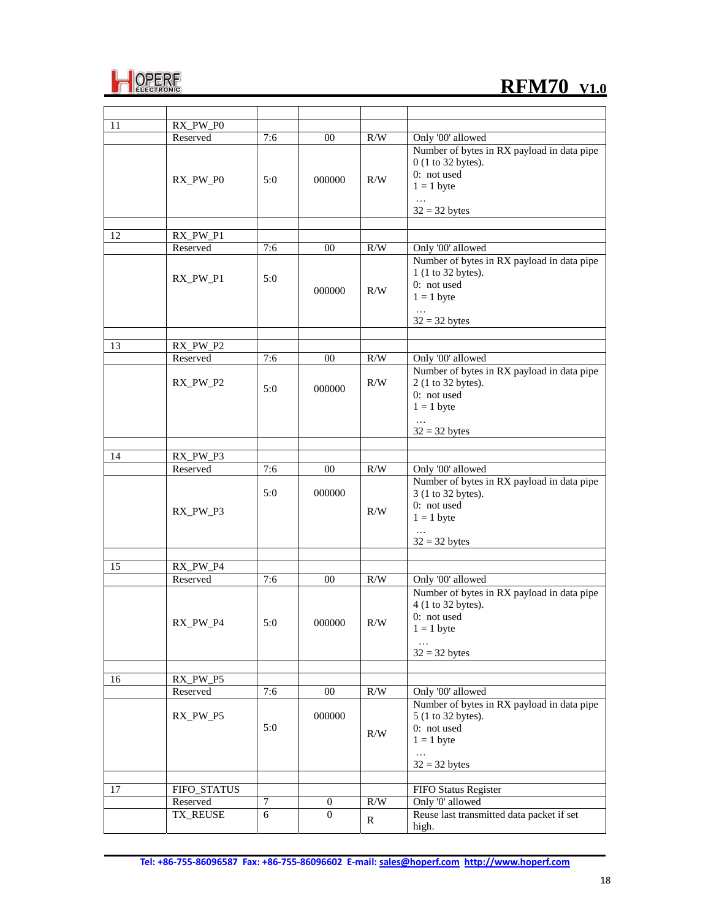| | | | | | |
|---|---|---|---|---|---|
| 11 | RX_PW_P0 | | | | |
| | Reserved | 7:6 | 00 | R/W | Only '00' allowed |
| | RX_PW_P0 | 5:0 | 000000 | R/W | Number of bytes in RX payload in data pipe 0 (1 to 32 bytes).<br>0: not used<br>1 = 1 byte<br>…<br>32 = 32 bytes |
| | | | | | |
| 12 | RX_PW_P1 | | | | |
| | Reserved | 7:6 | 00 | R/W | Only '00' allowed |
| | RX_PW_P1 | 5:0 | 000000 | R/W | Number of bytes in RX payload in data pipe 1 (1 to 32 bytes).<br>0: not used<br>1 = 1 byte<br>…<br>32 = 32 bytes |
| | | | | | |
| 13 | RX_PW_P2 | | | | |
| | Reserved | 7:6 | 00 | R/W | Only '00' allowed |
| | RX_PW_P2 | 5:0 | 000000 | R/W | Number of bytes in RX payload in data pipe 2 (1 to 32 bytes).<br>0: not used<br>1 = 1 byte<br>…<br>32 = 32 bytes |
| | | | | | |
| 14 | RX_PW_P3 | | | | |
| | Reserved | 7:6 | 00 | R/W | Only '00' allowed |
| | RX_PW_P3 | 5:0 | 000000 | R/W | Number of bytes in RX payload in data pipe 3 (1 to 32 bytes).<br>0: not used<br>1 = 1 byte<br>…<br>32 = 32 bytes |
| | | | | | |
| 15 | RX_PW_P4 | | | | |
| | Reserved | 7:6 | 00 | R/W | Only '00' allowed |
| | RX_PW_P4 | 5:0 | 000000 | R/W | Number of bytes in RX payload in data pipe 4 (1 to 32 bytes).<br>0: not used<br>1 = 1 byte<br>…<br>32 = 32 bytes |
| | | | | | |
| 16 | RX_PW_P5 | | | | |
| | Reserved | 7:6 | 00 | R/W | Only '00' allowed |
| | RX_PW_P5 | 5:0 | 000000 | R/W | Number of bytes in RX payload in data pipe 5 (1 to 32 bytes).<br>0: not used<br>1 = 1 byte<br>…<br>32 = 32 bytes |
| | | | | | |
| 17 | FIFO_STATUS | | | | FIFO Status Register |
| | Reserved | 7 | 0 | R/W | Only '0' allowed |
| | TX_REUSE | 6 | 0 | R | Reuse last transmitted data packet if set high. |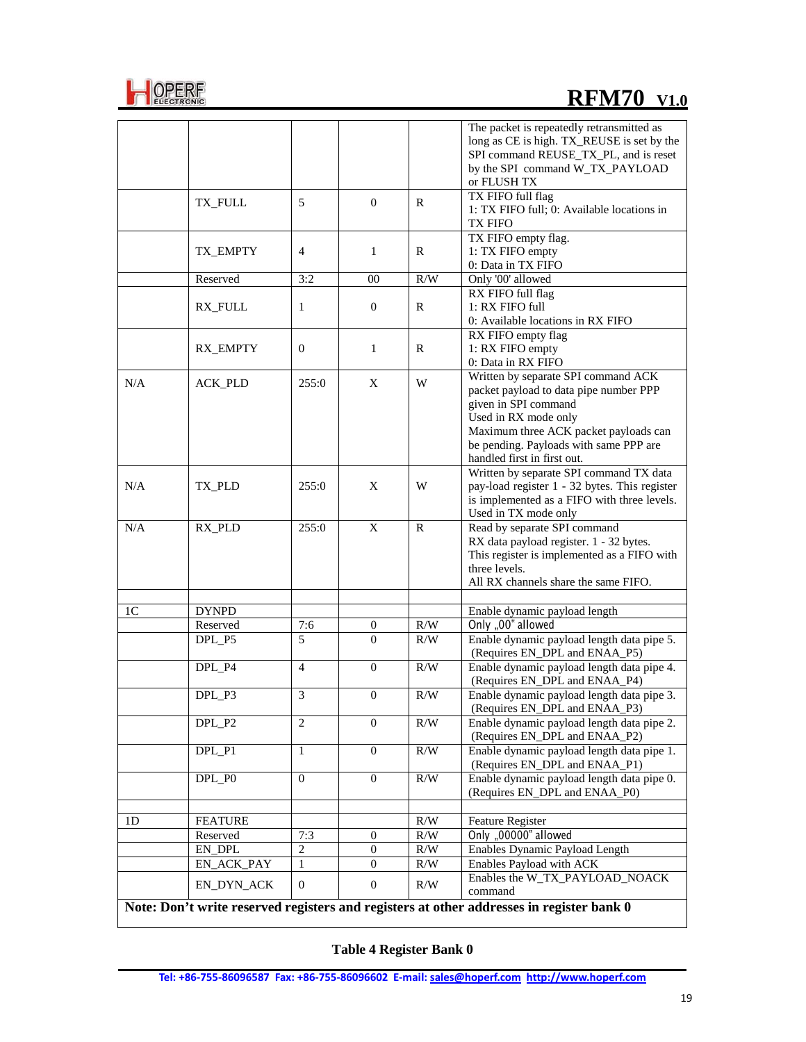| | | | | | |
|---|---|---|---|---|---|
| | | | | | The packet is repeatedly retransmitted as long as CE is high. TX_REUSE is set by the SPI command REUSE_TX_PL, and is reset by the SPI command W_TX_PAYLOAD or FLUSH TX |
| | TX_FULL | 5 | 0 | R | TX FIFO full flag<br>1: TX FIFO full; 0: Available locations in TX FIFO |
| | TX_EMPTY | 4 | 1 | R | TX FIFO empty flag.<br>1: TX FIFO empty<br>0: Data in TX FIFO |
| | Reserved | 3:2 | 00 | R/W | Only '00' allowed |
| | RX_FULL | 1 | 0 | R | RX FIFO full flag<br>1: RX FIFO full<br>0: Available locations in RX FIFO |
| | RX_EMPTY | 0 | 1 | R | RX FIFO empty flag<br>1: RX FIFO empty<br>0: Data in RX FIFO |
| N/A | ACK_PLD | 255:0 | X | W | Written by separate SPI command ACK packet payload to data pipe number PPP given in SPI command<br>Used in RX mode only<br>Maximum three ACK packet payloads can be pending. Payloads with same PPP are handled first in first out. |
| N/A | TX_PLD | 255:0 | X | W | Written by separate SPI command TX data pay-load register 1 - 32 bytes. This register is implemented as a FIFO with three levels.<br>Used in TX mode only |
| N/A | RX_PLD | 255:0 | X | R | Read by separate SPI command<br>RX data payload register. 1 - 32 bytes.<br>This register is implemented as a FIFO with three levels.<br>All RX channels share the same FIFO. |
| | | | | | |
| 1C | DYNPD | | | | Enable dynamic payload length |
| | Reserved | 7:6 | 0 | R/W | Only „00" allowed |
| | DPL_P5 | 5 | 0 | R/W | Enable dynamic payload length data pipe 5. (Requires EN_DPL and ENAA_P5) |
| | DPL_P4 | 4 | 0 | R/W | Enable dynamic payload length data pipe 4. (Requires EN_DPL and ENAA_P4) |
| | DPL_P3 | 3 | 0 | R/W | Enable dynamic payload length data pipe 3. (Requires EN_DPL and ENAA_P3) |
| | DPL_P2 | 2 | 0 | R/W | Enable dynamic payload length data pipe 2. (Requires EN_DPL and ENAA_P2) |
| | DPL_P1 | 1 | 0 | R/W | Enable dynamic payload length data pipe 1. (Requires EN_DPL and ENAA_P1) |
| | DPL_P0 | 0 | 0 | R/W | Enable dynamic payload length data pipe 0. (Requires EN_DPL and ENAA_P0) |
| | | | | | |
| 1D | FEATURE | | | R/W | Feature Register |
| | Reserved | 7:3 | 0 | R/W | Only „00000" allowed |
| | EN_DPL | 2 | 0 | R/W | Enables Dynamic Payload Length |
| | EN_ACK_PAY | 1 | 0 | R/W | Enables Payload with ACK |
| | EN_DYN_ACK | 0 | 0 | R/W | Enables the W_TX_PAYLOAD_NOACK command |
| **Note: Don't write reserved registers and registers at other addresses in register bank 0** | | | | | |

**Table 4 Register Bank 0**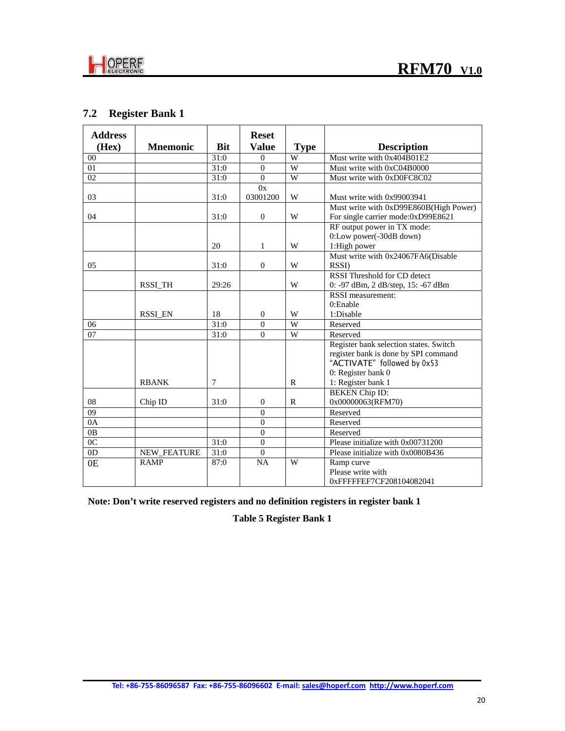## 7.2 Register Bank 1

| Address (Hex) | Mnemonic | Bit | Reset Value | Type | Description |
|---|---|---|---|---|---|
| 00 | | 31:0 | 0 | W | Must write with 0x404B01E2 |
| 01 | | 31:0 | 0 | W | Must write with 0xC04B0000 |
| 02 | | 31:0 | 0 | W | Must write with 0xD0FC8C02 |
| 03 | | 31:0 | 0x 03001200 | W | Must write with 0x99003941 |
| 04 | | 31:0 | 0 | W | Must write with 0xD99E860B(High Power) For single carrier mode:0xD99E8621 |
| | | 20 | 1 | W | RF output power in TX mode: 0:Low power(-30dB down) 1:High power |
| 05 | | 31:0 | 0 | W | Must write with 0x24067FA6(Disable RSSI) |
| | RSSI_TH | 29:26 | | W | RSSI Threshold for CD detect 0: -97 dBm, 2 dB/step, 15: -67 dBm |
| | RSSI_EN | 18 | 0 | W | RSSI measurement: 0:Enable 1:Disable |
| 06 | | 31:0 | 0 | W | Reserved |
| 07 | | 31:0 | 0 | W | Reserved |
| | RBANK | 7 | | R | Register bank selection states. Switch register bank is done by SPI command "ACTIVATE" followed by 0x53 0: Register bank 0 1: Register bank 1 |
| 08 | Chip ID | 31:0 | 0 | R | BEKEN Chip ID: 0x00000063(RFM70) |
| 09 | | | 0 | | Reserved |
| 0A | | | 0 | | Reserved |
| 0B | | | 0 | | Reserved |
| 0C | | 31:0 | 0 | | Please initialize with 0x00731200 |
| 0D | NEW_FEATURE | 31:0 | 0 | | Please initialize with 0x0080B436 |
| 0E | RAMP | 87:0 | NA | W | Ramp curve Please write with 0xFFFFFEF7CF208104082041 |

**Note: Don't write reserved registers and no definition registers in register bank 1**

**Table 5 Register Bank 1**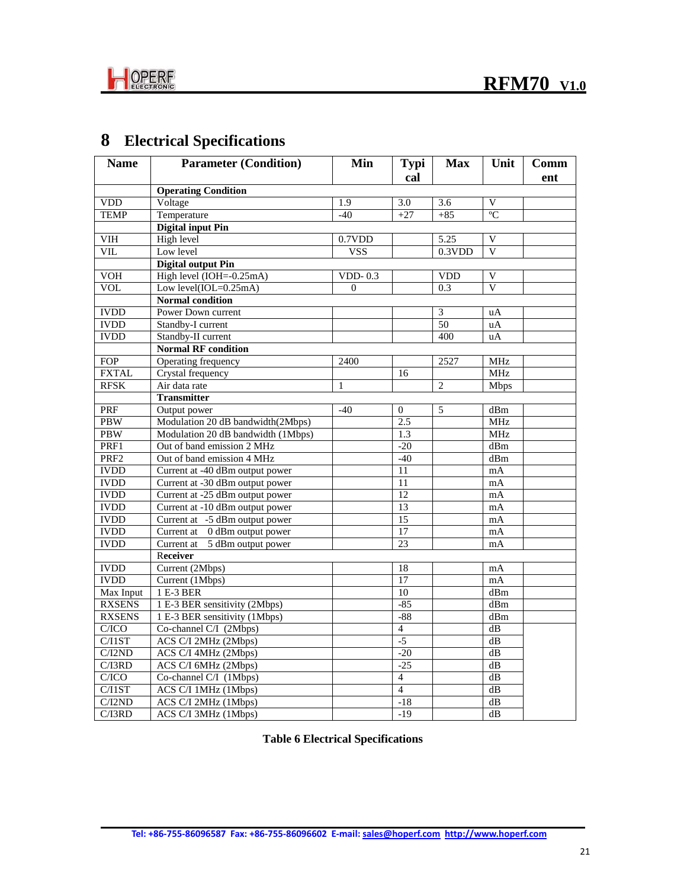# 8 Electrical Specifications

| Name | Parameter (Condition) | Min | Typical | Max | Unit | Comment |
|---|---|---|---|---|---|---|
| | **Operating Condition** | | | | | |
| VDD | Voltage | 1.9 | 3.0 | 3.6 | V | |
| TEMP | Temperature | -40 | +27 | +85 | ºC | |
| | **Digital input Pin** | | | | | |
| VIH | High level | 0.7VDD | | 5.25 | V | |
| VIL | Low level | VSS | | 0.3VDD | V | |
| | **Digital output Pin** | | | | | |
| VOH | High level (IOH=-0.25mA) | VDD- 0.3 | | VDD | V | |
| VOL | Low level(IOL=0.25mA) | 0 | | 0.3 | V | |
| | **Normal condition** | | | | | |
| IVDD | Power Down current | | | 3 | uA | |
| IVDD | Standby-I current | | | 50 | uA | |
| IVDD | Standby-II current | | | 400 | uA | |
| | **Normal RF condition** | | | | | |
| FOP | Operating frequency | 2400 | | 2527 | MHz | |
| FXTAL | Crystal frequency | | 16 | | MHz | |
| RFSK | Air data rate | 1 | | 2 | Mbps | |
| | **Transmitter** | | | | | |
| PRF | Output power | -40 | 0 | 5 | dBm | |
| PBW | Modulation 20 dB bandwidth(2Mbps) | | 2.5 | | MHz | |
| PBW | Modulation 20 dB bandwidth (1Mbps) | | 1.3 | | MHz | |
| PRF1 | Out of band emission 2 MHz | | -20 | | dBm | |
| PRF2 | Out of band emission 4 MHz | | -40 | | dBm | |
| IVDD | Current at -40 dBm output power | | 11 | | mA | |
| IVDD | Current at -30 dBm output power | | 11 | | mA | |
| IVDD | Current at -25 dBm output power | | 12 | | mA | |
| IVDD | Current at -10 dBm output power | | 13 | | mA | |
| IVDD | Current at -5 dBm output power | | 15 | | mA | |
| IVDD | Current at 0 dBm output power | | 17 | | mA | |
| IVDD | Current at 5 dBm output power | | 23 | | mA | |
| | **Receiver** | | | | | |
| IVDD | Current (2Mbps) | | 18 | | mA | |
| IVDD | Current (1Mbps) | | 17 | | mA | |
| Max Input | 1 E-3 BER | | 10 | | dBm | |
| RXSENS | 1 E-3 BER sensitivity (2Mbps) | | -85 | | dBm | |
| RXSENS | 1 E-3 BER sensitivity (1Mbps) | | -88 | | dBm | |
| C/ICO | Co-channel C/I (2Mbps) | | 4 | | dB | |
| C/I1ST | ACS C/I 2MHz (2Mbps) | | -5 | | dB | |
| C/I2ND | ACS C/I 4MHz (2Mbps) | | -20 | | dB | |
| C/I3RD | ACS C/I 6MHz (2Mbps) | | -25 | | dB | |
| C/ICO | Co-channel C/I (1Mbps) | | 4 | | dB | |
| C/I1ST | ACS C/I 1MHz (1Mbps) | | 4 | | dB | |
| C/I2ND | ACS C/I 2MHz (1Mbps) | | -18 | | dB | |
| C/I3RD | ACS C/I 3MHz (1Mbps) | | -19 | | dB | |

**Table 6 Electrical Specifications**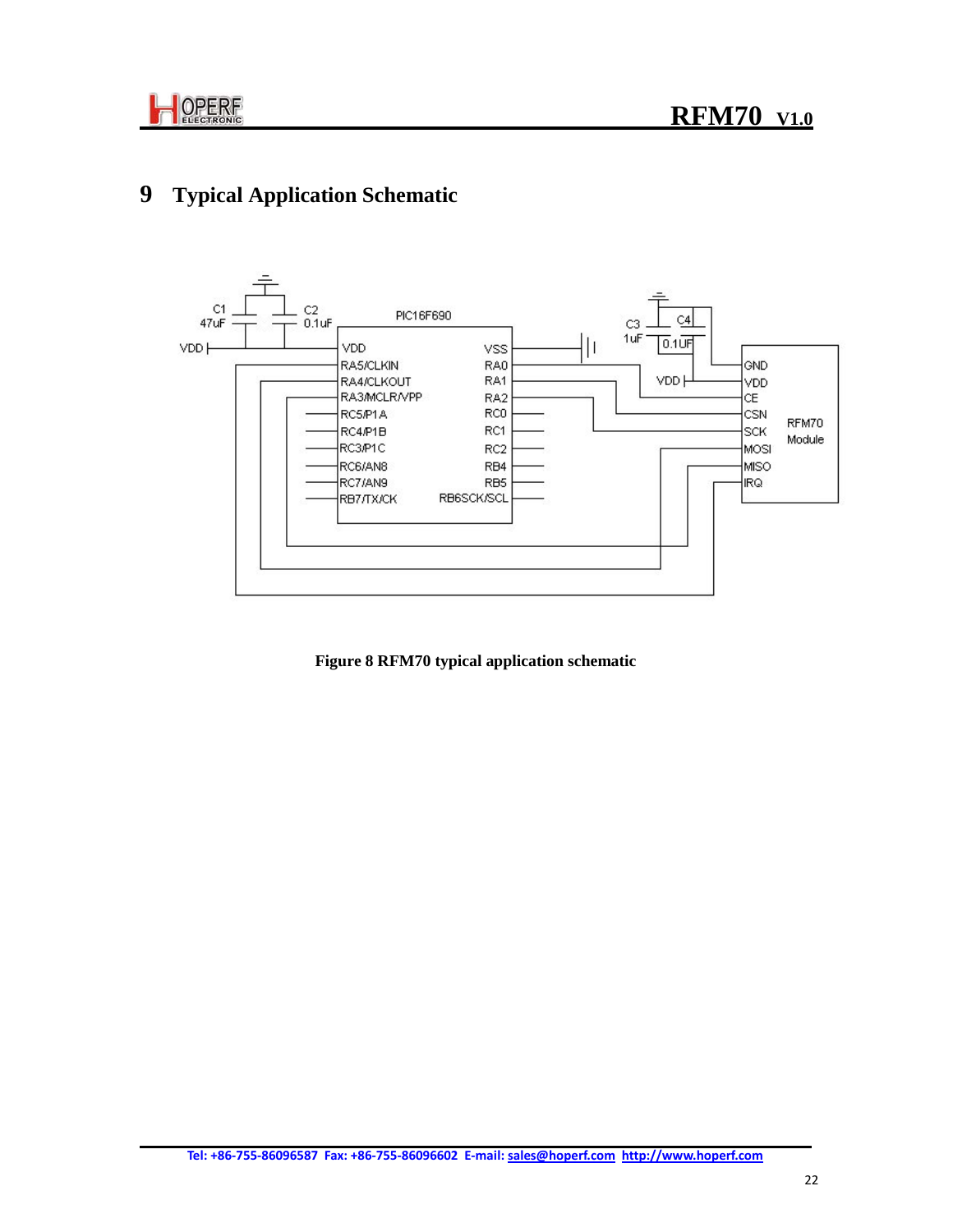# 9 Typical Application Schematic

Figure 8 RFM70 typical application schematic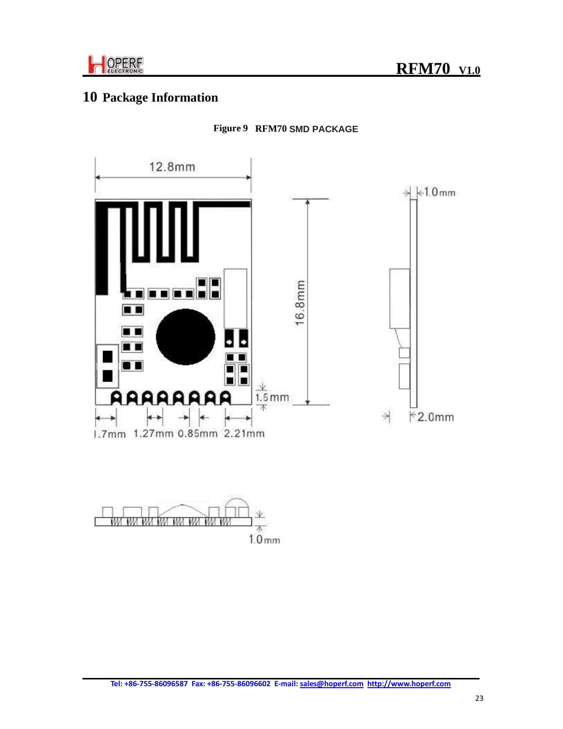# 10 Package Information

**Figure 9 RFM70 SMD PACKAGE**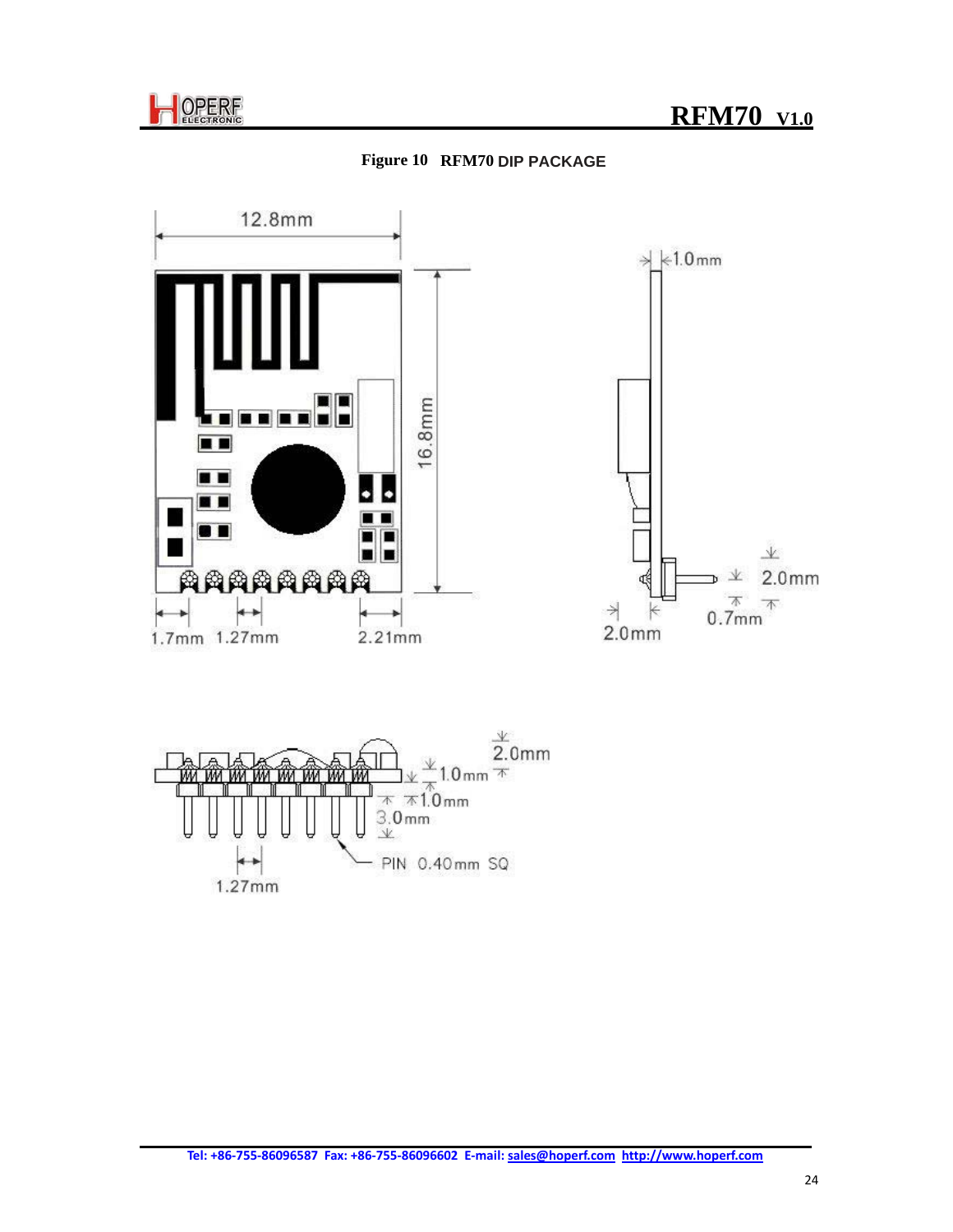**Figure 10 RFM70 DIP PACKAGE**

12.8mm

16.8mm

1.7mm 1.27mm 2.21mm

1.0mm

2.0mm

0.7mm

2.0mm

2.0mm

1.0mm

1.0mm

3.0mm

PIN 0.40mm SQ

1.27mm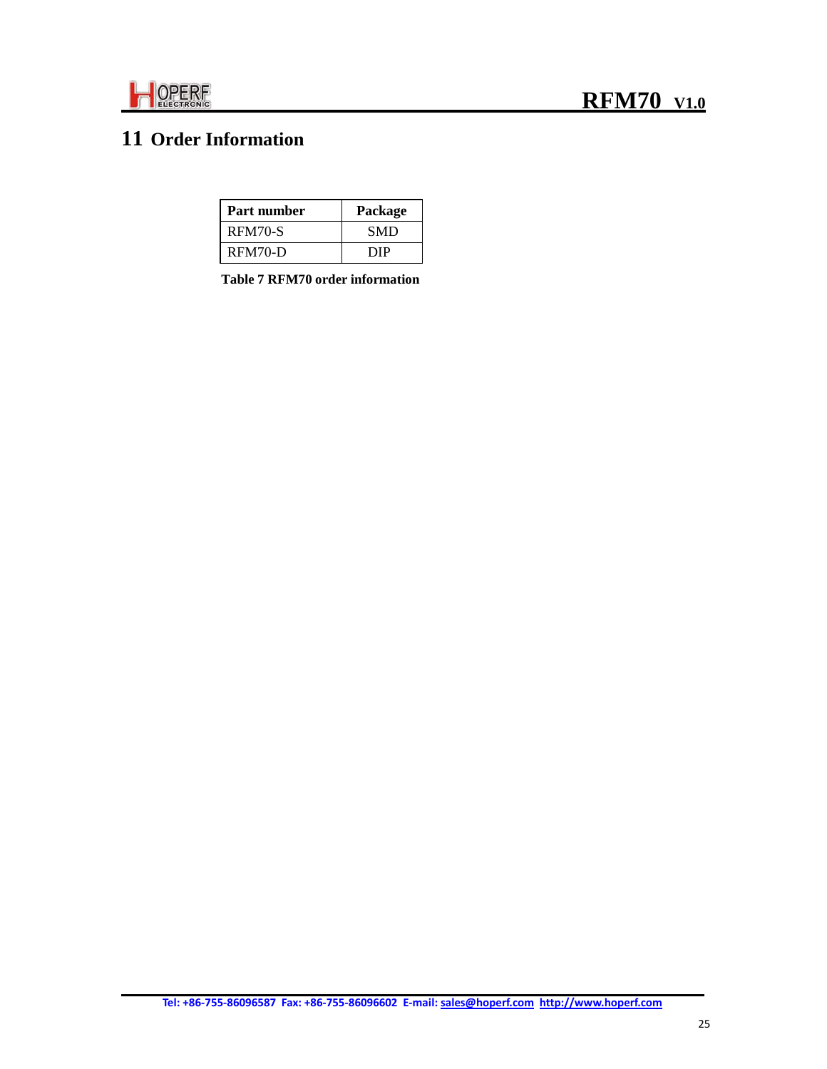# 11 Order Information

| Part number | Package |
|---|---|
| RFM70-S | SMD |
| RFM70-D | DIP |

**Table 7 RFM70 order information**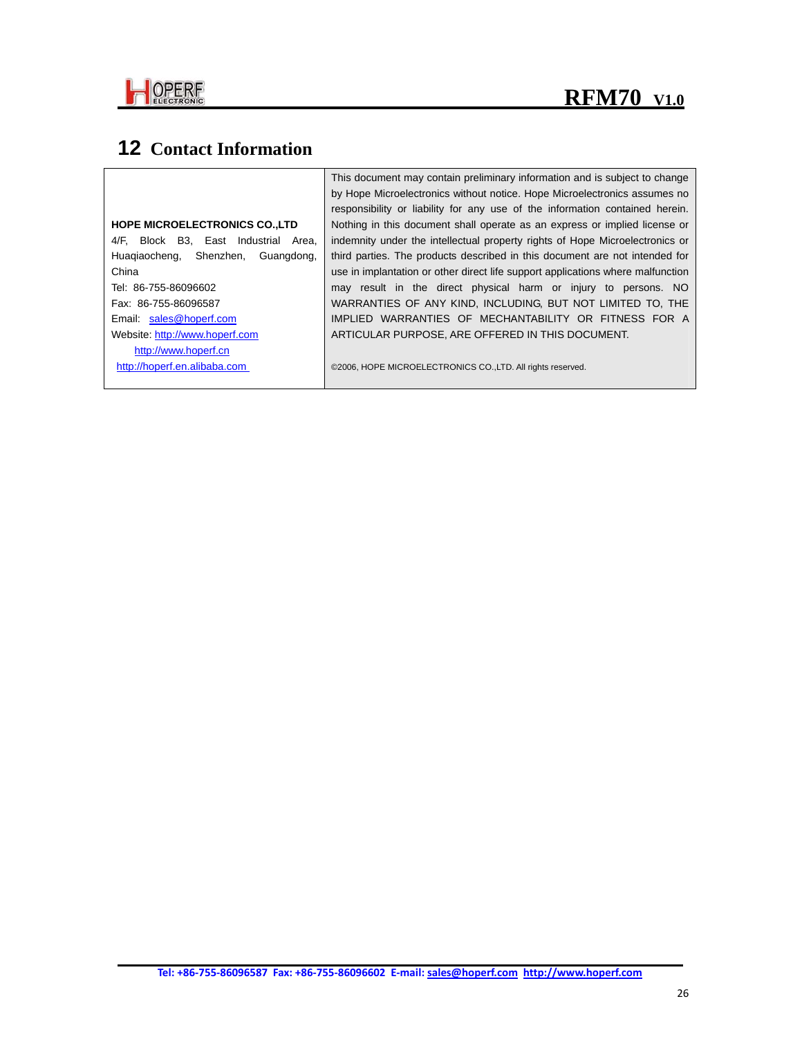## 12 Contact Information

| | |
|---|---|
| **HOPE MICROELECTRONICS CO.,LTD**<br>4/F, Block B3, East Industrial Area, Huaqiaocheng, Shenzhen, Guangdong, China<br>Tel: 86-755-86096602<br>Fax: 86-755-86096587<br>Email: sales@hoperf.com<br>Website: http://www.hoperf.com<br>http://www.hoperf.cn<br>http://hoperf.en.alibaba.com | This document may contain preliminary information and is subject to change by Hope Microelectronics without notice. Hope Microelectronics assumes no responsibility or liability for any use of the information contained herein. Nothing in this document shall operate as an express or implied license or indemnity under the intellectual property rights of Hope Microelectronics or third parties. The products described in this document are not intended for use in implantation or other direct life support applications where malfunction may result in the direct physical harm or injury to persons. NO WARRANTIES OF ANY KIND, INCLUDING, BUT NOT LIMITED TO, THE IMPLIED WARRANTIES OF MECHANTABILITY OR FITNESS FOR A ARTICULAR PURPOSE, ARE OFFERED IN THIS DOCUMENT.<br><br>©2006, HOPE MICROELECTRONICS CO.,LTD. All rights reserved. |